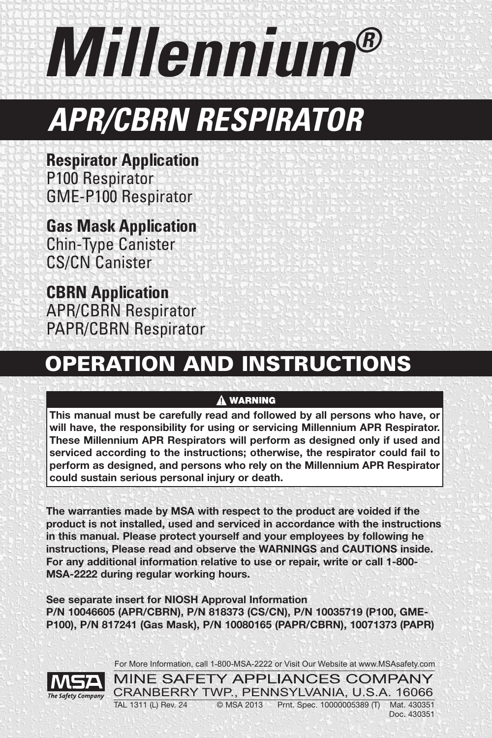# Millennium®

## APR/CBRN RESPIRATOR

**Respirator Application**
P100 Respirator
GME-P100 Respirator

**Gas Mask Application**
Chin-Type Canister
CS/CN Canister

**CBRN Application**
APR/CBRN Respirator
PAPR/CBRN Respirator

## OPERATION AND INSTRUCTIONS

> **⚠ WARNING**
>
> **This manual must be carefully read and followed by all persons who have, or will have, the responsibility for using or servicing Millennium APR Respirator. These Millennium APR Respirators will perform as designed only if used and serviced according to the instructions; otherwise, the respirator could fail to perform as designed, and persons who rely on the Millennium APR Respirator could sustain serious personal injury or death.**

**The warranties made by MSA with respect to the product are voided if the product is not installed, used and serviced in accordance with the instructions in this manual. Please protect yourself and your employees by following he instructions, Please read and observe the WARNINGS and CAUTIONS inside. For any additional information relative to use or repair, write or call 1-800-MSA-2222 during regular working hours.**

**See separate insert for NIOSH Approval Information**
**P/N 10046605 (APR/CBRN), P/N 818373 (CS/CN), P/N 10035719 (P100, GME-P100), P/N 817241 (Gas Mask), P/N 10080165 (PAPR/CBRN), 10071373 (PAPR)**

For More Information, call 1-800-MSA-2222 or Visit Our Website at www.MSAsafety.com

MSA The Safety Company

MINE SAFETY APPLIANCES COMPANY
CRANBERRY TWP., PENNSYLVANIA, U.S.A. 16066

TAL 1311 (L) Rev. 24 © MSA 2013 Prnt. Spec. 10000005389 (T) Mat. 430351
Doc. 430351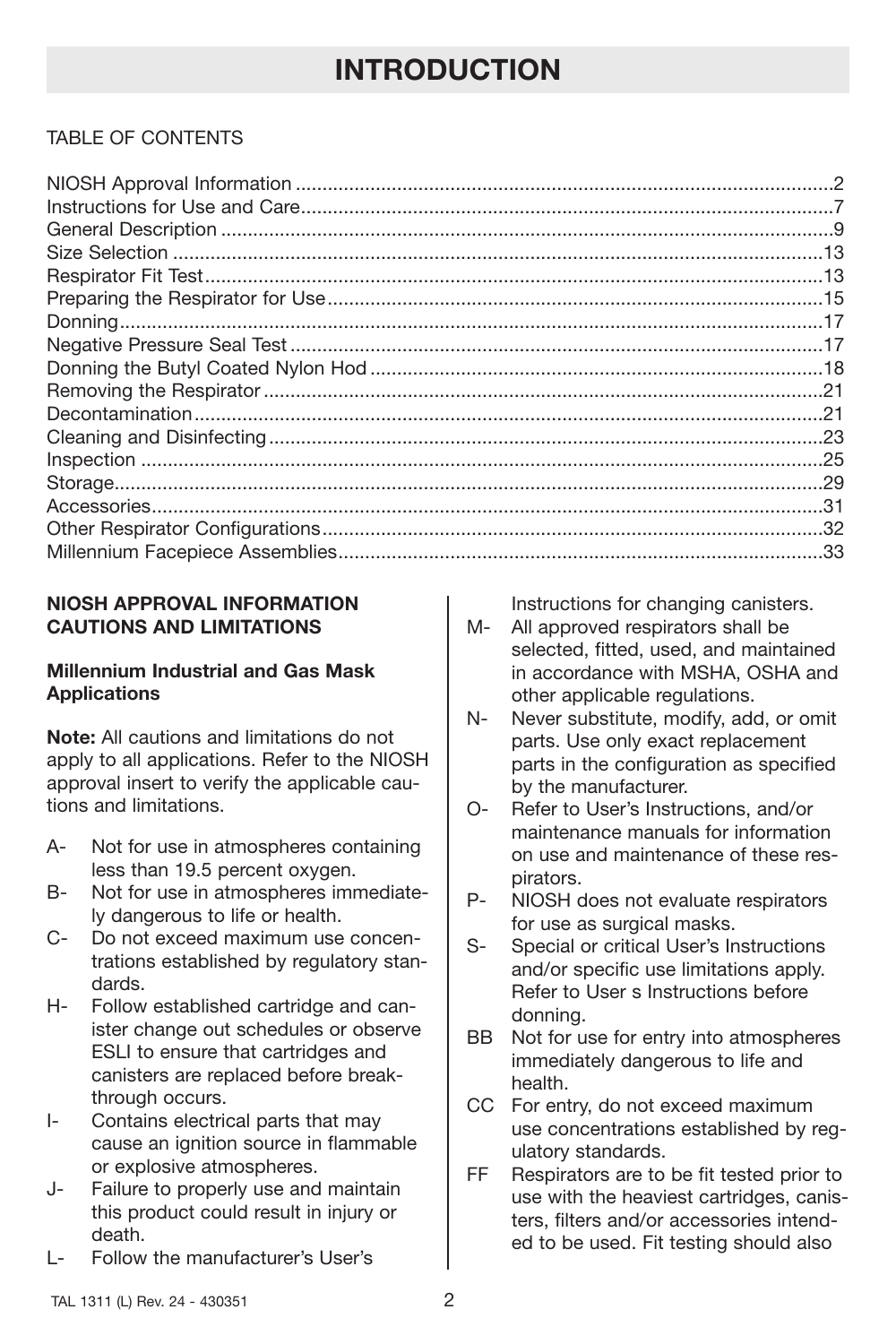# INTRODUCTION

TABLE OF CONTENTS

| | |
|---|---|
| NIOSH Approval Information | 2 |
| Instructions for Use and Care | 7 |
| General Description | 9 |
| Size Selection | 13 |
| Respirator Fit Test | 13 |
| Preparing the Respirator for Use | 15 |
| Donning | 17 |
| Negative Pressure Seal Test | 17 |
| Donning the Butyl Coated Nylon Hod | 18 |
| Removing the Respirator | 21 |
| Decontamination | 21 |
| Cleaning and Disinfecting | 23 |
| Inspection | 25 |
| Storage | 29 |
| Accessories | 31 |
| Other Respirator Configurations | 32 |
| Millennium Facepiece Assemblies | 33 |

**NIOSH APPROVAL INFORMATION CAUTIONS AND LIMITATIONS**

**Millennium Industrial and Gas Mask Applications**

**Note:** All cautions and limitations do not apply to all applications. Refer to the NIOSH approval insert to verify the applicable cautions and limitations.

- A- Not for use in atmospheres containing less than 19.5 percent oxygen.
- B- Not for use in atmospheres immediately dangerous to life or health.
- C- Do not exceed maximum use concentrations established by regulatory standards.
- H- Follow established cartridge and canister change out schedules or observe ESLI to ensure that cartridges and canisters are replaced before breakthrough occurs.
- I- Contains electrical parts that may cause an ignition source in flammable or explosive atmospheres.
- J- Failure to properly use and maintain this product could result in injury or death.
- L- Follow the manufacturer's User's Instructions for changing canisters.
- M- All approved respirators shall be selected, fitted, used, and maintained in accordance with MSHA, OSHA and other applicable regulations.
- N- Never substitute, modify, add, or omit parts. Use only exact replacement parts in the configuration as specified by the manufacturer.
- O- Refer to User's Instructions, and/or maintenance manuals for information on use and maintenance of these respirators.
- P- NIOSH does not evaluate respirators for use as surgical masks.
- S- Special or critical User's Instructions and/or specific use limitations apply. Refer to User s Instructions before donning.
- BB Not for use for entry into atmospheres immediately dangerous to life and health.
- CC For entry, do not exceed maximum use concentrations established by regulatory standards.
- FF Respirators are to be fit tested prior to use with the heaviest cartridges, canisters, filters and/or accessories intended to be used. Fit testing should also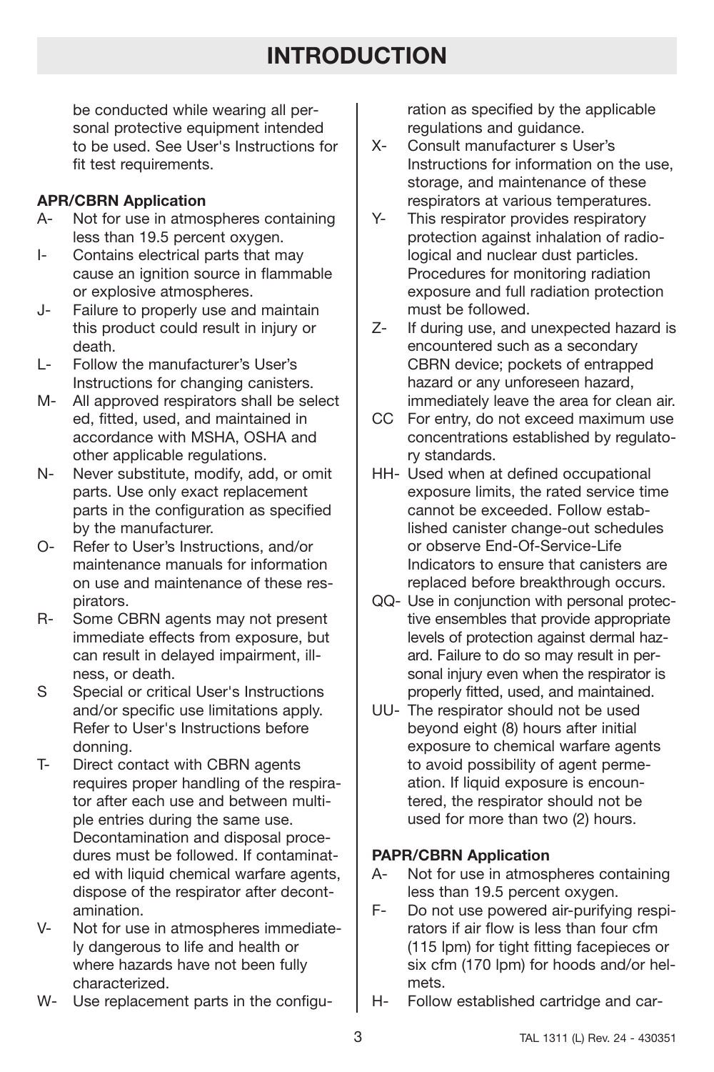## INTRODUCTION

be conducted while wearing all personal protective equipment intended to be used. See User's Instructions for fit test requirements.

**APR/CBRN Application**

- A- Not for use in atmospheres containing less than 19.5 percent oxygen.
- I- Contains electrical parts that may cause an ignition source in flammable or explosive atmospheres.
- J- Failure to properly use and maintain this product could result in injury or death.
- L- Follow the manufacturer's User's Instructions for changing canisters.
- M- All approved respirators shall be selected, fitted, used, and maintained in accordance with MSHA, OSHA and other applicable regulations.
- N- Never substitute, modify, add, or omit parts. Use only exact replacement parts in the configuration as specified by the manufacturer.
- O- Refer to User's Instructions, and/or maintenance manuals for information on use and maintenance of these respirators.
- R- Some CBRN agents may not present immediate effects from exposure, but can result in delayed impairment, illness, or death.
- S Special or critical User's Instructions and/or specific use limitations apply. Refer to User's Instructions before donning.
- T- Direct contact with CBRN agents requires proper handling of the respirator after each use and between multiple entries during the same use. Decontamination and disposal procedures must be followed. If contaminated with liquid chemical warfare agents, dispose of the respirator after decontamination.
- V- Not for use in atmospheres immediately dangerous to life and health or where hazards have not been fully characterized.
- W- Use replacement parts in the configuration as specified by the applicable regulations and guidance.
- X- Consult manufacturer s User's Instructions for information on the use, storage, and maintenance of these respirators at various temperatures.
- Y- This respirator provides respiratory protection against inhalation of radiological and nuclear dust particles. Procedures for monitoring radiation exposure and full radiation protection must be followed.
- Z- If during use, and unexpected hazard is encountered such as a secondary CBRN device; pockets of entrapped hazard or any unforeseen hazard, immediately leave the area for clean air.
- CC For entry, do not exceed maximum use concentrations established by regulatory standards.
- HH- Used when at defined occupational exposure limits, the rated service time cannot be exceeded. Follow established canister change-out schedules or observe End-Of-Service-Life Indicators to ensure that canisters are replaced before breakthrough occurs.
- QQ- Use in conjunction with personal protective ensembles that provide appropriate levels of protection against dermal hazard. Failure to do so may result in personal injury even when the respirator is properly fitted, used, and maintained.
- UU- The respirator should not be used beyond eight (8) hours after initial exposure to chemical warfare agents to avoid possibility of agent permeation. If liquid exposure is encountered, the respirator should not be used for more than two (2) hours.

**PAPR/CBRN Application**

- A- Not for use in atmospheres containing less than 19.5 percent oxygen.
- F- Do not use powered air-purifying respirators if air flow is less than four cfm (115 lpm) for tight fitting facepieces or six cfm (170 lpm) for hoods and/or helmets.
- H- Follow established cartridge and car-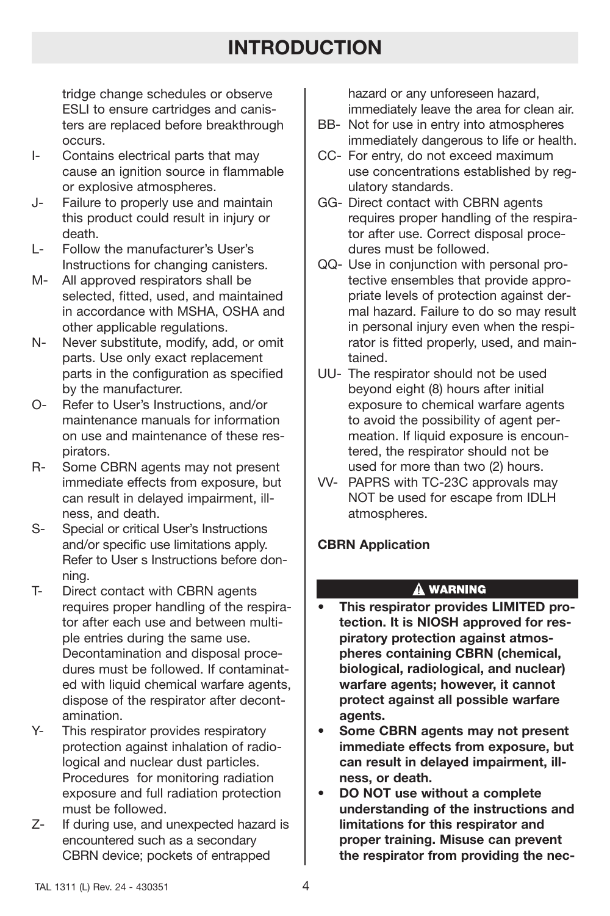# INTRODUCTION

tridge change schedules or observe ESLI to ensure cartridges and canisters are replaced before breakthrough occurs.

- I- Contains electrical parts that may cause an ignition source in flammable or explosive atmospheres.
- J- Failure to properly use and maintain this product could result in injury or death.
- L- Follow the manufacturer's User's Instructions for changing canisters.
- M- All approved respirators shall be selected, fitted, used, and maintained in accordance with MSHA, OSHA and other applicable regulations.
- N- Never substitute, modify, add, or omit parts. Use only exact replacement parts in the configuration as specified by the manufacturer.
- O- Refer to User's Instructions, and/or maintenance manuals for information on use and maintenance of these respirators.
- R- Some CBRN agents may not present immediate effects from exposure, but can result in delayed impairment, illness, and death.
- S- Special or critical User's Instructions and/or specific use limitations apply. Refer to User s Instructions before donning.
- T- Direct contact with CBRN agents requires proper handling of the respirator after each use and between multiple entries during the same use. Decontamination and disposal procedures must be followed. If contaminated with liquid chemical warfare agents, dispose of the respirator after decontamination.
- Y- This respirator provides respiratory protection against inhalation of radiological and nuclear dust particles. Procedures for monitoring radiation exposure and full radiation protection must be followed.
- Z- If during use, and unexpected hazard is encountered such as a secondary CBRN device; pockets of entrapped hazard or any unforeseen hazard, immediately leave the area for clean air.
- BB- Not for use in entry into atmospheres immediately dangerous to life or health.
- CC- For entry, do not exceed maximum use concentrations established by regulatory standards.
- GG- Direct contact with CBRN agents requires proper handling of the respirator after use. Correct disposal procedures must be followed.
- QQ- Use in conjunction with personal protective ensembles that provide appropriate levels of protection against dermal hazard. Failure to do so may result in personal injury even when the respirator is fitted properly, used, and maintained.
- UU- The respirator should not be used beyond eight (8) hours after initial exposure to chemical warfare agents to avoid the possibility of agent permeation. If liquid exposure is encountered, the respirator should not be used for more than two (2) hours.
- VV- PAPRS with TC-23C approvals may NOT be used for escape from IDLH atmospheres.

**CBRN Application**

**⚠ WARNING**

- **This respirator provides LIMITED protection. It is NIOSH approved for respiratory protection against atmospheres containing CBRN (chemical, biological, radiological, and nuclear) warfare agents; however, it cannot protect against all possible warfare agents.**
- **Some CBRN agents may not present immediate effects from exposure, but can result in delayed impairment, illness, or death.**
- **DO NOT use without a complete understanding of the instructions and limitations for this respirator and proper training. Misuse can prevent the respirator from providing the nec-**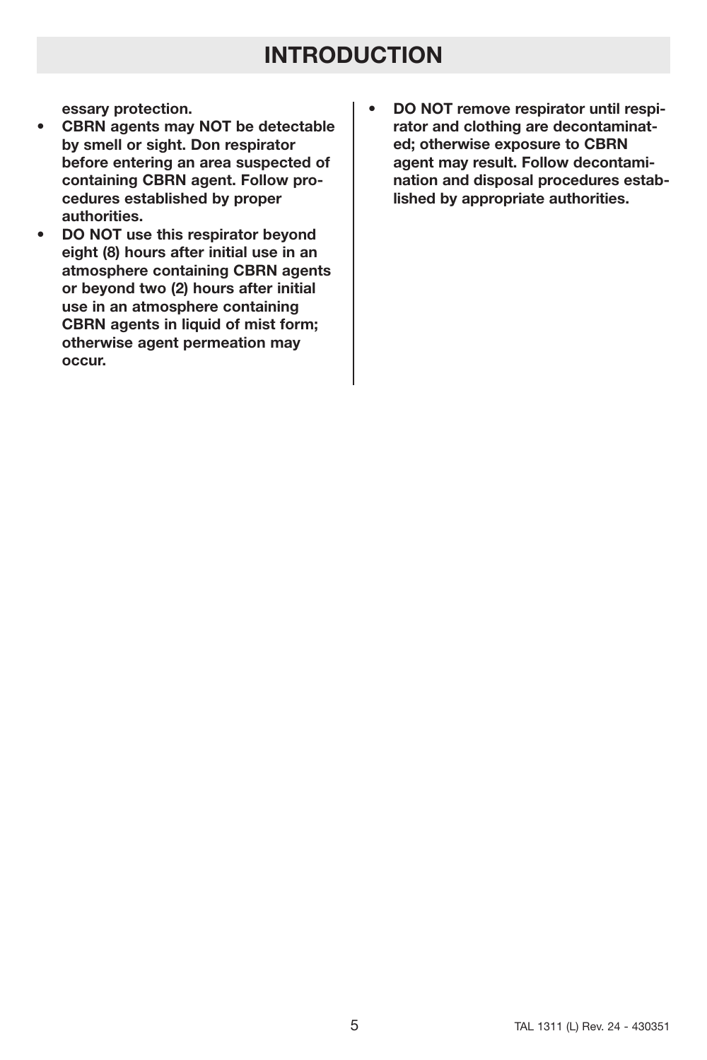# INTRODUCTION

**essary protection.**

- **CBRN agents may NOT be detectable by smell or sight. Don respirator before entering an area suspected of containing CBRN agent. Follow procedures established by proper authorities.**
- **DO NOT use this respirator beyond eight (8) hours after initial use in an atmosphere containing CBRN agents or beyond two (2) hours after initial use in an atmosphere containing CBRN agents in liquid of mist form; otherwise agent permeation may occur.**
- **DO NOT remove respirator until respirator and clothing are decontaminated; otherwise exposure to CBRN agent may result. Follow decontamination and disposal procedures established by appropriate authorities.**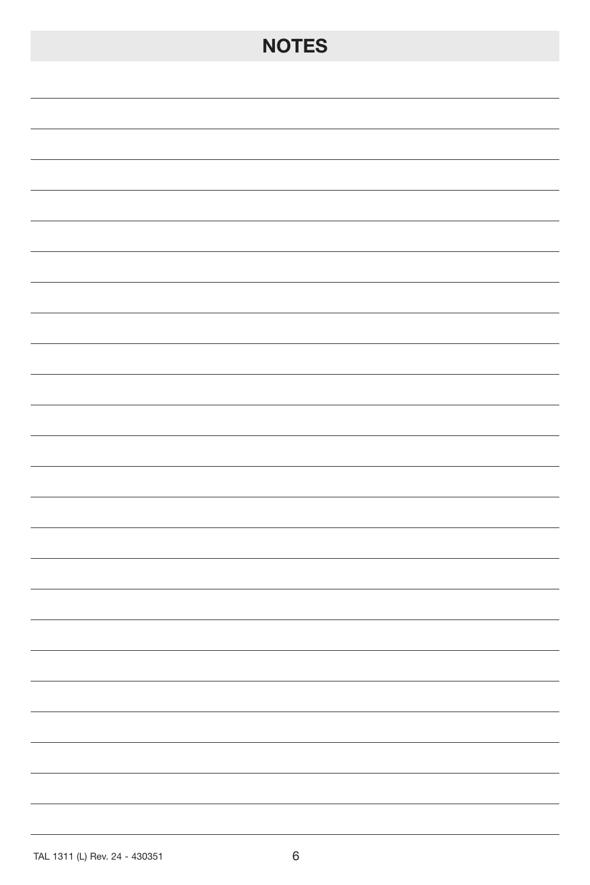# NOTES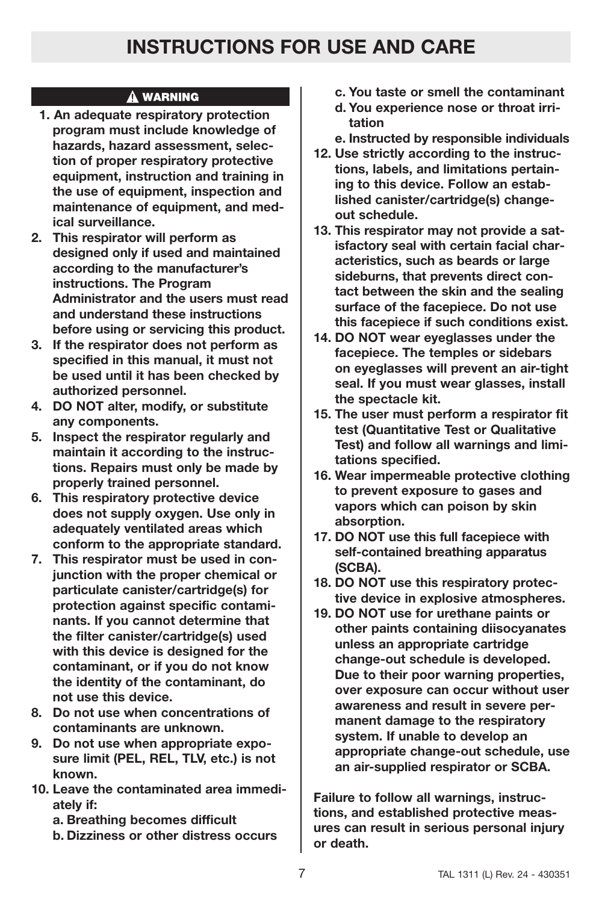# INSTRUCTIONS FOR USE AND CARE

**⚠ WARNING**

1. **An adequate respiratory protection program must include knowledge of hazards, hazard assessment, selection of proper respiratory protective equipment, instruction and training in the use of equipment, inspection and maintenance of equipment, and medical surveillance.**
2. **This respirator will perform as designed only if used and maintained according to the manufacturer's instructions. The Program Administrator and the users must read and understand these instructions before using or servicing this product.**
3. **If the respirator does not perform as specified in this manual, it must not be used until it has been checked by authorized personnel.**
4. **DO NOT alter, modify, or substitute any components.**
5. **Inspect the respirator regularly and maintain it according to the instructions. Repairs must only be made by properly trained personnel.**
6. **This respiratory protective device does not supply oxygen. Use only in adequately ventilated areas which conform to the appropriate standard.**
7. **This respirator must be used in conjunction with the proper chemical or particulate canister/cartridge(s) for protection against specific contaminants. If you cannot determine that the filter canister/cartridge(s) used with this device is designed for the contaminant, or if you do not know the identity of the contaminant, do not use this device.**
8. **Do not use when concentrations of contaminants are unknown.**
9. **Do not use when appropriate exposure limit (PEL, REL, TLV, etc.) is not known.**
10. **Leave the contaminated area immediately if:**
    - **a. Breathing becomes difficult**
    - **b. Dizziness or other distress occurs**
    - **c. You taste or smell the contaminant**
    - **d. You experience nose or throat irritation**
    - **e. Instructed by responsible individuals**
11. **Use strictly according to the instructions, labels, and limitations pertaining to this device. Follow an established canister/cartridge(s) change-out schedule.**
12. **This respirator may not provide a satisfactory seal with certain facial characteristics, such as beards or large sideburns, that prevents direct contact between the skin and the sealing surface of the facepiece. Do not use this facepiece if such conditions exist.**
13. **DO NOT wear eyeglasses under the facepiece. The temples or sidebars on eyeglasses will prevent an air-tight seal. If you must wear glasses, install the spectacle kit.**
14. **The user must perform a respirator fit test (Quantitative Test or Qualitative Test) and follow all warnings and limitations specified.**
15. **Wear impermeable protective clothing to prevent exposure to gases and vapors which can poison by skin absorption.**
16. **DO NOT use this full facepiece with self-contained breathing apparatus (SCBA).**
17. **DO NOT use this respiratory protective device in explosive atmospheres.**
18. **DO NOT use for urethane paints or other paints containing diisocyanates unless an appropriate cartridge change-out schedule is developed. Due to their poor warning properties, over exposure can occur without user awareness and result in severe permanent damage to the respiratory system. If unable to develop an appropriate change-out schedule, use an air-supplied respirator or SCBA.**

**Failure to follow all warnings, instructions, and established protective measures can result in serious personal injury or death.**

TAL 1311 (L) Rev. 24 - 430351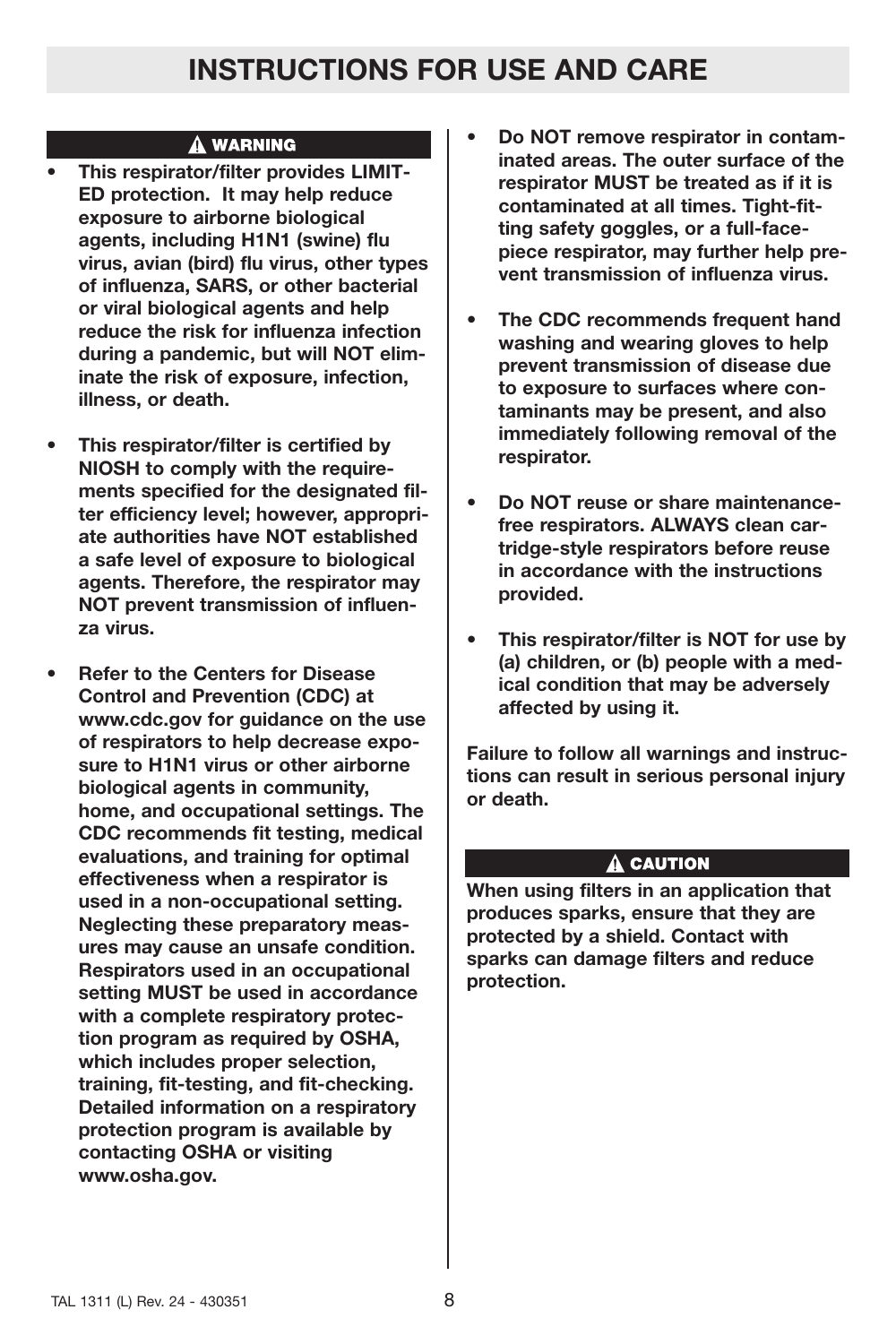# INSTRUCTIONS FOR USE AND CARE

**⚠ WARNING**

- **This respirator/filter provides LIMITED protection. It may help reduce exposure to airborne biological agents, including H1N1 (swine) flu virus, avian (bird) flu virus, other types of influenza, SARS, or other bacterial or viral biological agents and help reduce the risk for influenza infection during a pandemic, but will NOT eliminate the risk of exposure, infection, illness, or death.**
- **This respirator/filter is certified by NIOSH to comply with the requirements specified for the designated filter efficiency level; however, appropriate authorities have NOT established a safe level of exposure to biological agents. Therefore, the respirator may NOT prevent transmission of influenza virus.**
- **Refer to the Centers for Disease Control and Prevention (CDC) at www.cdc.gov for guidance on the use of respirators to help decrease exposure to H1N1 virus or other airborne biological agents in community, home, and occupational settings. The CDC recommends fit testing, medical evaluations, and training for optimal effectiveness when a respirator is used in a non-occupational setting. Neglecting these preparatory measures may cause an unsafe condition. Respirators used in an occupational setting MUST be used in accordance with a complete respiratory protection program as required by OSHA, which includes proper selection, training, fit-testing, and fit-checking. Detailed information on a respiratory protection program is available by contacting OSHA or visiting www.osha.gov.**
- **Do NOT remove respirator in contaminated areas. The outer surface of the respirator MUST be treated as if it is contaminated at all times. Tight-fitting safety goggles, or a full-facepiece respirator, may further help prevent transmission of influenza virus.**
- **The CDC recommends frequent hand washing and wearing gloves to help prevent transmission of disease due to exposure to surfaces where contaminants may be present, and also immediately following removal of the respirator.**
- **Do NOT reuse or share maintenance-free respirators. ALWAYS clean cartridge-style respirators before reuse in accordance with the instructions provided.**
- **This respirator/filter is NOT for use by (a) children, or (b) people with a medical condition that may be adversely affected by using it.**

**Failure to follow all warnings and instructions can result in serious personal injury or death.**

**⚠ CAUTION**

**When using filters in an application that produces sparks, ensure that they are protected by a shield. Contact with sparks can damage filters and reduce protection.**

TAL 1311 (L) Rev. 24 - 430351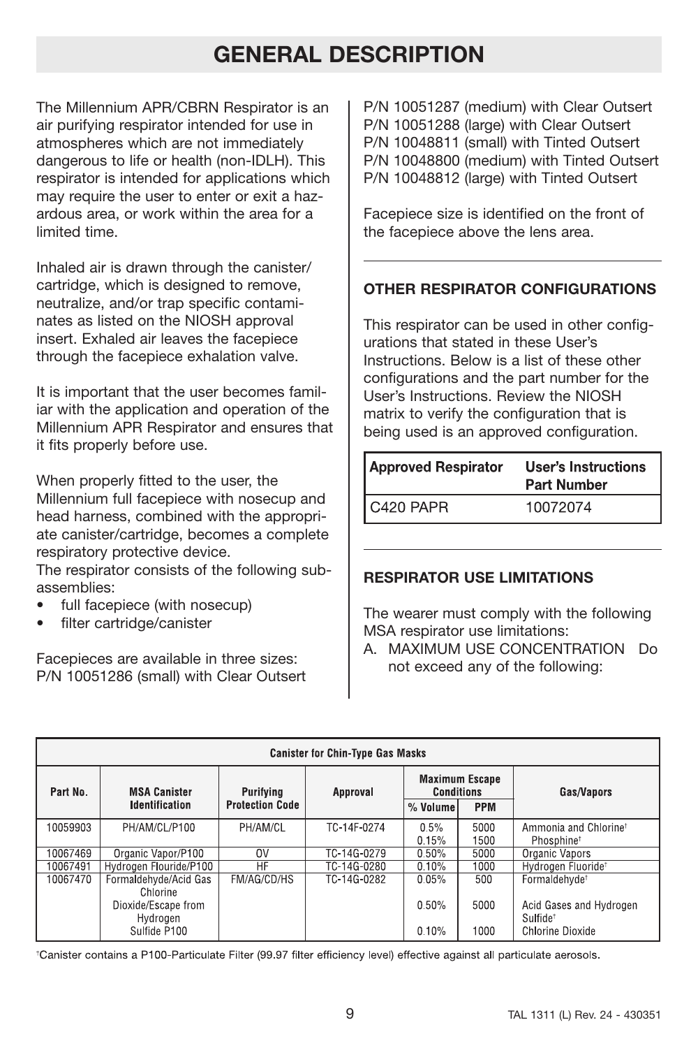# GENERAL DESCRIPTION

The Millennium APR/CBRN Respirator is an air purifying respirator intended for use in atmospheres which are not immediately dangerous to life or health (non-IDLH). This respirator is intended for applications which may require the user to enter or exit a hazardous area, or work within the area for a limited time.

Inhaled air is drawn through the canister/cartridge, which is designed to remove, neutralize, and/or trap specific contaminates as listed on the NIOSH approval insert. Exhaled air leaves the facepiece through the facepiece exhalation valve.

It is important that the user becomes familiar with the application and operation of the Millennium APR Respirator and ensures that it fits properly before use.

When properly fitted to the user, the Millennium full facepiece with nosecup and head harness, combined with the appropriate canister/cartridge, becomes a complete respiratory protective device.
The respirator consists of the following subassemblies:

- full facepiece (with nosecup)
- filter cartridge/canister

Facepieces are available in three sizes:
P/N 10051286 (small) with Clear Outsert
P/N 10051287 (medium) with Clear Outsert
P/N 10051288 (large) with Clear Outsert
P/N 10048811 (small) with Tinted Outsert
P/N 10048800 (medium) with Tinted Outsert
P/N 10048812 (large) with Tinted Outsert

Facepiece size is identified on the front of the facepiece above the lens area.

### OTHER RESPIRATOR CONFIGURATIONS

This respirator can be used in other configurations that stated in these User's Instructions. Below is a list of these other configurations and the part number for the User's Instructions. Review the NIOSH matrix to verify the configuration that is being used is an approved configuration.

| Approved Respirator | User's Instructions Part Number |
|---|---|
| C420 PAPR | 10072074 |

### RESPIRATOR USE LIMITATIONS

The wearer must comply with the following MSA respirator use limitations:

A. MAXIMUM USE CONCENTRATION Do not exceed any of the following:

| Canister for Chin-Type Gas Masks | | | | | | |
|---|---|---|---|---|---|---|
| Part No. | MSA Canister Identification | Purifying Protection Code | Approval | Maximum Escape Conditions | | Gas/Vapors |
| | | | | % Volume | PPM | |
| 10059903 | PH/AM/CL/P100 | PH/AM/CL | TC-14F-0274 | 0.5%<br>0.15% | 5000<br>1500 | Ammonia and Chlorine†<br>Phosphine† |
| 10067469 | Organic Vapor/P100 | OV | TC-14G-0279 | 0.50% | 5000 | Organic Vapors |
| 10067491 | Hydrogen Flouride/P100 | HF | TC-14G-0280 | 0.10% | 1000 | Hydrogen Fluoride† |
| 10067470 | Formaldehyde/Acid Gas Chlorine Dioxide/Escape from Hydrogen Sulfide P100 | FM/AG/CD/HS | TC-14G-0282 | 0.05%<br>0.50%<br>0.10% | 500<br>5000<br>1000 | Formaldehyde†<br>Acid Gases and Hydrogen Sulfide†<br>Chlorine Dioxide |

†Canister contains a P100-Particulate Filter (99.97 filter efficiency level) effective against all particulate aerosols.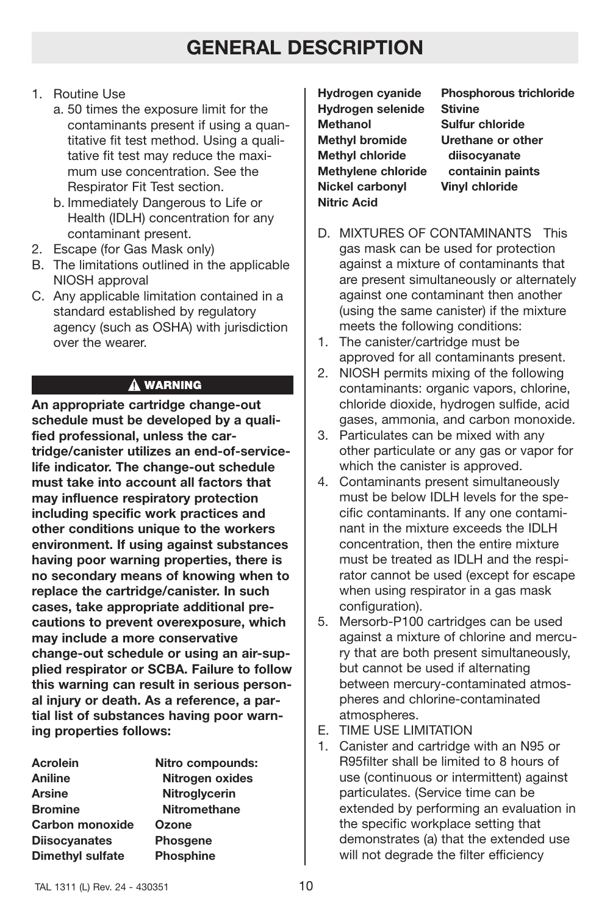# GENERAL DESCRIPTION

1. Routine Use
   a. 50 times the exposure limit for the contaminants present if using a quantitative fit test method. Using a qualitative fit test may reduce the maximum use concentration. See the Respirator Fit Test section.
   b. Immediately Dangerous to Life or Health (IDLH) concentration for any contaminant present.
2. Escape (for Gas Mask only)

B. The limitations outlined in the applicable NIOSH approval

C. Any applicable limitation contained in a standard established by regulatory agency (such as OSHA) with jurisdiction over the wearer.

**⚠ WARNING**

**An appropriate cartridge change-out schedule must be developed by a qualified professional, unless the cartridge/canister utilizes an end-of-service-life indicator. The change-out schedule must take into account all factors that may influence respiratory protection including specific work practices and other conditions unique to the workers environment. If using against substances having poor warning properties, there is no secondary means of knowing when to replace the cartridge/canister. In such cases, take appropriate additional precautions to prevent overexposure, which may include a more conservative change-out schedule or using an air-supplied respirator or SCBA. Failure to follow this warning can result in serious personal injury or death. As a reference, a partial list of substances having poor warning properties follows:**

- **Acrolein**
- **Aniline**
- **Arsine**
- **Bromine**
- **Carbon monoxide**
- **Diisocyanates**
- **Dimethyl sulfate**
- **Nitro compounds:**
  - **Nitrogen oxides**
  - **Nitroglycerin**
  - **Nitromethane**
- **Ozone**
- **Phosgene**
- **Phosphine**
- **Hydrogen cyanide**
- **Hydrogen selenide**
- **Methanol**
- **Methyl bromide**
- **Methyl chloride**
- **Methylene chloride**
- **Nickel carbonyl**
- **Nitric Acid**
- **Phosphorous trichloride**
- **Stivine**
- **Sulfur chloride**
- **Urethane or other diisocyanate containin paints**
- **Vinyl chloride**

D. MIXTURES OF CONTAMINANTS This gas mask can be used for protection against a mixture of contaminants that are present simultaneously or alternately against one contaminant then another (using the same canister) if the mixture meets the following conditions:

1. The canister/cartridge must be approved for all contaminants present.
2. NIOSH permits mixing of the following contaminants: organic vapors, chlorine, chloride dioxide, hydrogen sulfide, acid gases, ammonia, and carbon monoxide.
3. Particulates can be mixed with any other particulate or any gas or vapor for which the canister is approved.
4. Contaminants present simultaneously must be below IDLH levels for the specific contaminants. If any one contaminant in the mixture exceeds the IDLH concentration, then the entire mixture must be treated as IDLH and the respirator cannot be used (except for escape when using respirator in a gas mask configuration).
5. Mersorb-P100 cartridges can be used against a mixture of chlorine and mercury that are both present simultaneously, but cannot be used if alternating between mercury-contaminated atmospheres and chlorine-contaminated atmospheres.

E. TIME USE LIMITATION

1. Canister and cartridge with an N95 or R95filter shall be limited to 8 hours of use (continuous or intermittent) against particulates. (Service time can be extended by performing an evaluation in the specific workplace setting that demonstrates (a) that the extended use will not degrade the filter efficiency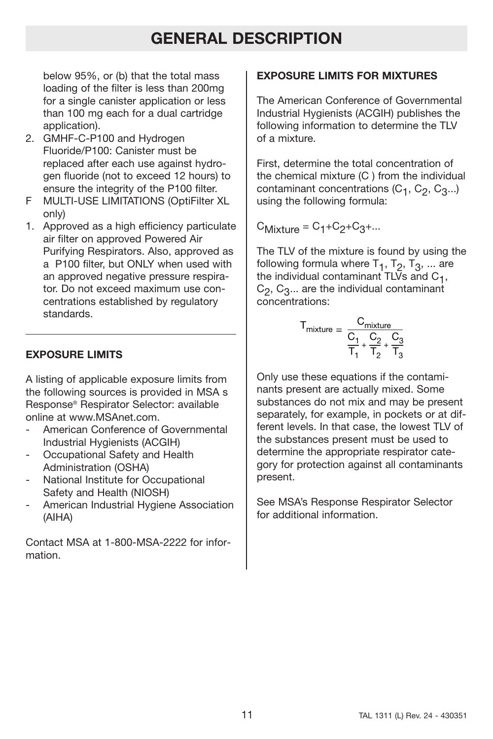below 95%, or (b) that the total mass loading of the filter is less than 200mg for a single canister application or less than 100 mg each for a dual cartridge application).

2. GMHF-C-P100 and Hydrogen Fluoride/P100: Canister must be replaced after each use against hydrogen fluoride (not to exceed 12 hours) to ensure the integrity of the P100 filter.

F MULTI-USE LIMITATIONS (OptiFilter XL only)

1. Approved as a high efficiency particulate air filter on approved Powered Air Purifying Respirators. Also, approved as a P100 filter, but ONLY when used with an approved negative pressure respirator. Do not exceed maximum use concentrations established by regulatory standards.

---

## EXPOSURE LIMITS

A listing of applicable exposure limits from the following sources is provided in MSA s Response® Respirator Selector: available online at www.MSAnet.com.

- American Conference of Governmental Industrial Hygienists (ACGIH)
- Occupational Safety and Health Administration (OSHA)
- National Institute for Occupational Safety and Health (NIOSH)
- American Industrial Hygiene Association (AIHA)

Contact MSA at 1-800-MSA-2222 for information.

## EXPOSURE LIMITS FOR MIXTURES

The American Conference of Governmental Industrial Hygienists (ACGIH) publishes the following information to determine the TLV of a mixture.

First, determine the total concentration of the chemical mixture (C ) from the individual contaminant concentrations ($C_1$, $C_2$, $C_3$...) using the following formula:

$$C_{Mixture} = C_1+C_2+C_3+...$$

The TLV of the mixture is found by using the following formula where $T_1$, $T_2$, $T_3$, ... are the individual contaminant TLVs and $C_1$, $C_2$, $C_3$... are the individual contaminant concentrations:

$$T_{mixture} = \frac{C_{mixture}}{\frac{C_1}{T_1} + \frac{C_2}{T_2} + \frac{C_3}{T_3}}$$

Only use these equations if the contaminants present are actually mixed. Some substances do not mix and may be present separately, for example, in pockets or at different levels. In that case, the lowest TLV of the substances present must be used to determine the appropriate respirator category for protection against all contaminants present.

See MSA's Response Respirator Selector for additional information.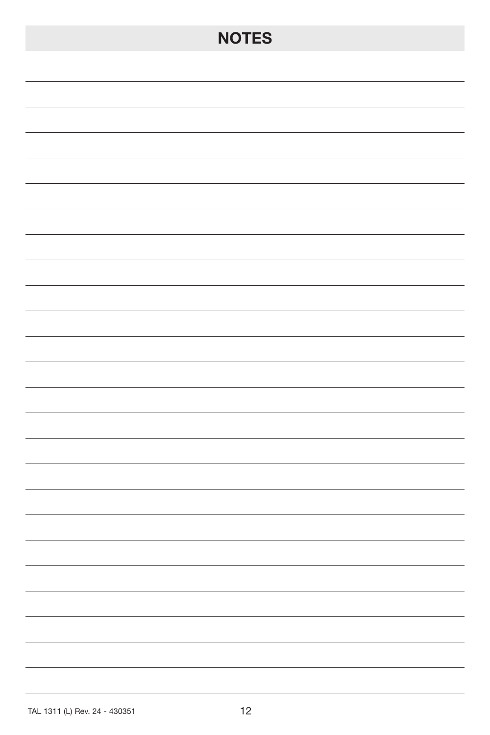# NOTES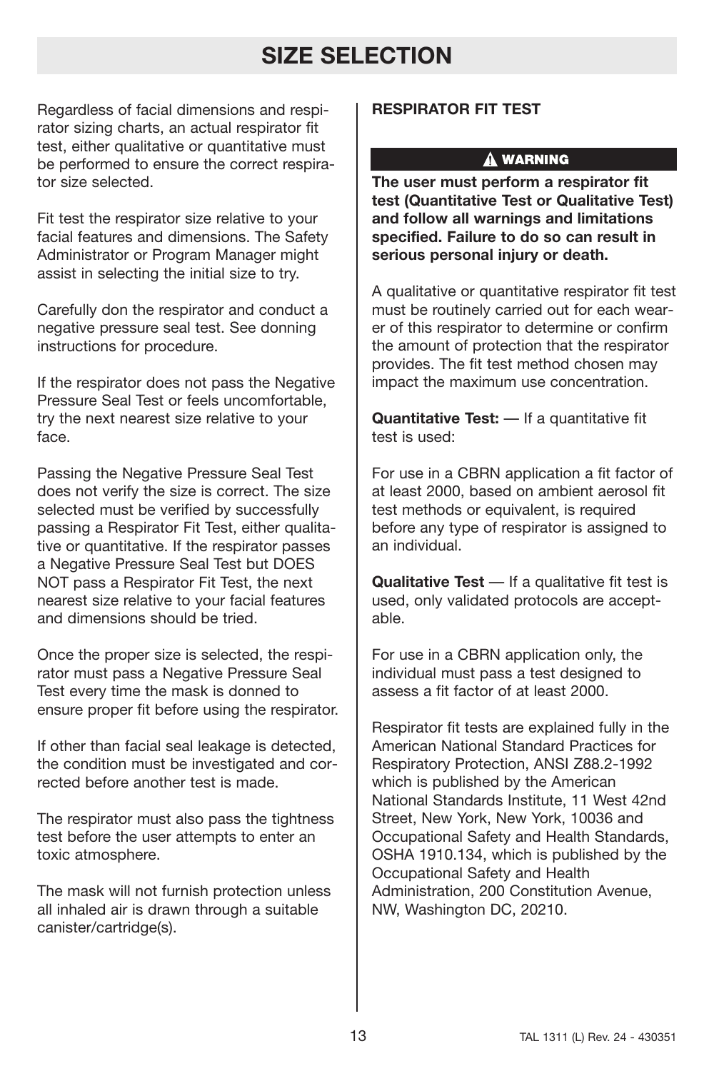# SIZE SELECTION

Regardless of facial dimensions and respirator sizing charts, an actual respirator fit test, either qualitative or quantitative must be performed to ensure the correct respirator size selected.

Fit test the respirator size relative to your facial features and dimensions. The Safety Administrator or Program Manager might assist in selecting the initial size to try.

Carefully don the respirator and conduct a negative pressure seal test. See donning instructions for procedure.

If the respirator does not pass the Negative Pressure Seal Test or feels uncomfortable, try the next nearest size relative to your face.

Passing the Negative Pressure Seal Test does not verify the size is correct. The size selected must be verified by successfully passing a Respirator Fit Test, either qualitative or quantitative. If the respirator passes a Negative Pressure Seal Test but DOES NOT pass a Respirator Fit Test, the next nearest size relative to your facial features and dimensions should be tried.

Once the proper size is selected, the respirator must pass a Negative Pressure Seal Test every time the mask is donned to ensure proper fit before using the respirator.

If other than facial seal leakage is detected, the condition must be investigated and corrected before another test is made.

The respirator must also pass the tightness test before the user attempts to enter an toxic atmosphere.

The mask will not furnish protection unless all inhaled air is drawn through a suitable canister/cartridge(s).

**RESPIRATOR FIT TEST**

**⚠ WARNING**

**The user must perform a respirator fit test (Quantitative Test or Qualitative Test) and follow all warnings and limitations specified. Failure to do so can result in serious personal injury or death.**

A qualitative or quantitative respirator fit test must be routinely carried out for each wearer of this respirator to determine or confirm the amount of protection that the respirator provides. The fit test method chosen may impact the maximum use concentration.

**Quantitative Test:** — If a quantitative fit test is used:

For use in a CBRN application a fit factor of at least 2000, based on ambient aerosol fit test methods or equivalent, is required before any type of respirator is assigned to an individual.

**Qualitative Test** — If a qualitative fit test is used, only validated protocols are acceptable.

For use in a CBRN application only, the individual must pass a test designed to assess a fit factor of at least 2000.

Respirator fit tests are explained fully in the American National Standard Practices for Respiratory Protection, ANSI Z88.2-1992 which is published by the American National Standards Institute, 11 West 42nd Street, New York, New York, 10036 and Occupational Safety and Health Standards, OSHA 1910.134, which is published by the Occupational Safety and Health Administration, 200 Constitution Avenue, NW, Washington DC, 20210.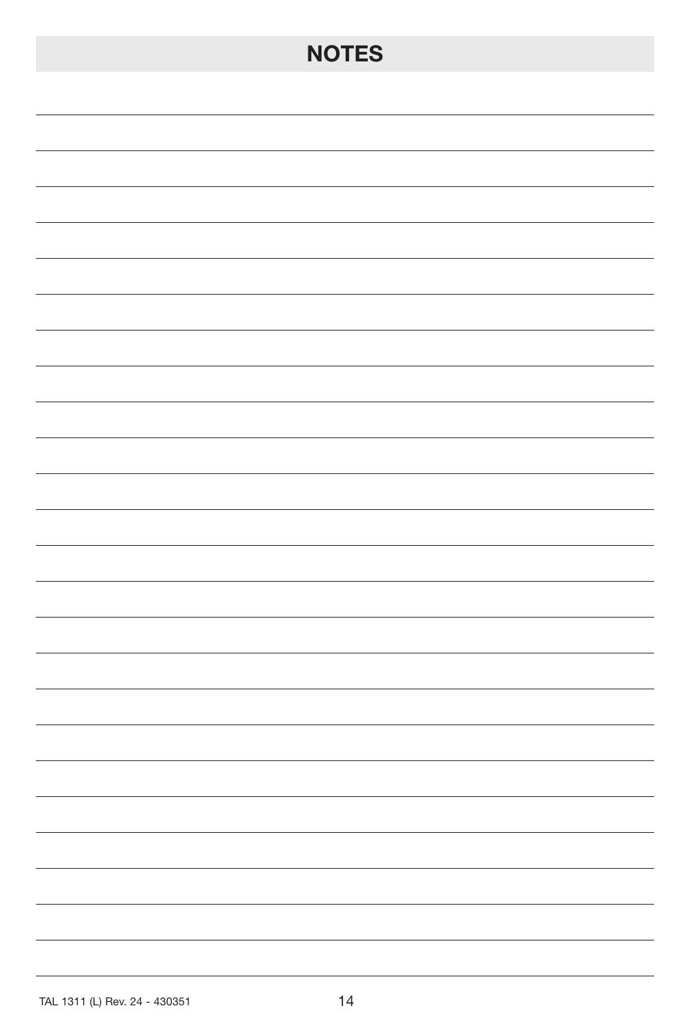# NOTES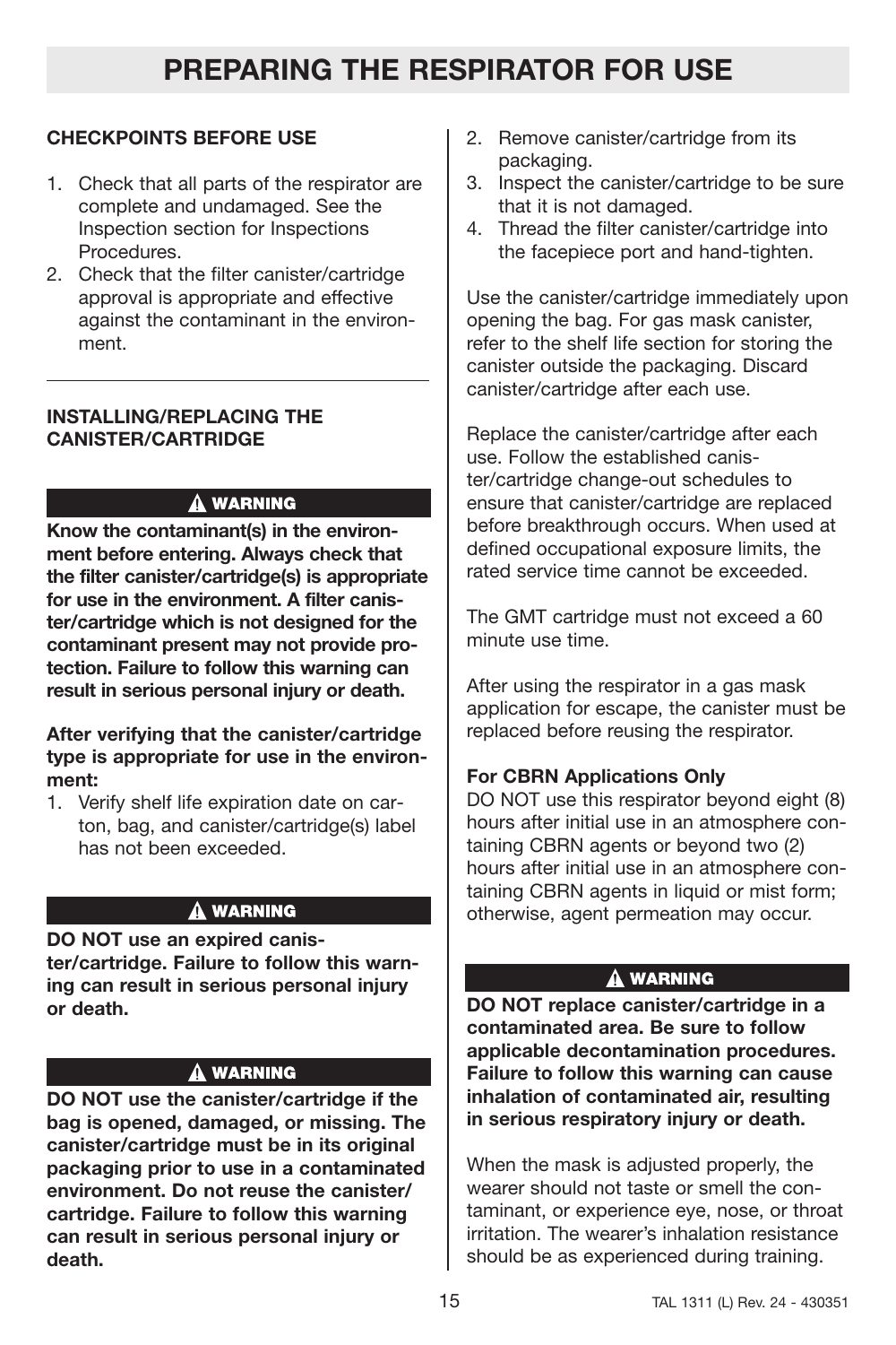# PREPARING THE RESPIRATOR FOR USE

**CHECKPOINTS BEFORE USE**

1. Check that all parts of the respirator are complete and undamaged. See the Inspection section for Inspections Procedures.
2. Check that the filter canister/cartridge approval is appropriate and effective against the contaminant in the environment.

---

**INSTALLING/REPLACING THE CANISTER/CARTRIDGE**

**⚠ WARNING**

**Know the contaminant(s) in the environment before entering. Always check that the filter canister/cartridge(s) is appropriate for use in the environment. A filter canister/cartridge which is not designed for the contaminant present may not provide protection. Failure to follow this warning can result in serious personal injury or death.**

**After verifying that the canister/cartridge type is appropriate for use in the environment:**

1. Verify shelf life expiration date on carton, bag, and canister/cartridge(s) label has not been exceeded.

**⚠ WARNING**

**DO NOT use an expired canister/cartridge. Failure to follow this warning can result in serious personal injury or death.**

**⚠ WARNING**

**DO NOT use the canister/cartridge if the bag is opened, damaged, or missing. The canister/cartridge must be in its original packaging prior to use in a contaminated environment. Do not reuse the canister/cartridge. Failure to follow this warning can result in serious personal injury or death.**

2. Remove canister/cartridge from its packaging.
3. Inspect the canister/cartridge to be sure that it is not damaged.
4. Thread the filter canister/cartridge into the facepiece port and hand-tighten.

Use the canister/cartridge immediately upon opening the bag. For gas mask canister, refer to the shelf life section for storing the canister outside the packaging. Discard canister/cartridge after each use.

Replace the canister/cartridge after each use. Follow the established canister/cartridge change-out schedules to ensure that canister/cartridge are replaced before breakthrough occurs. When used at defined occupational exposure limits, the rated service time cannot be exceeded.

The GMT cartridge must not exceed a 60 minute use time.

After using the respirator in a gas mask application for escape, the canister must be replaced before reusing the respirator.

**For CBRN Applications Only**

DO NOT use this respirator beyond eight (8) hours after initial use in an atmosphere containing CBRN agents or beyond two (2) hours after initial use in an atmosphere containing CBRN agents in liquid or mist form; otherwise, agent permeation may occur.

**⚠ WARNING**

**DO NOT replace canister/cartridge in a contaminated area. Be sure to follow applicable decontamination procedures. Failure to follow this warning can cause inhalation of contaminated air, resulting in serious respiratory injury or death.**

When the mask is adjusted properly, the wearer should not taste or smell the contaminant, or experience eye, nose, or throat irritation. The wearer's inhalation resistance should be as experienced during training.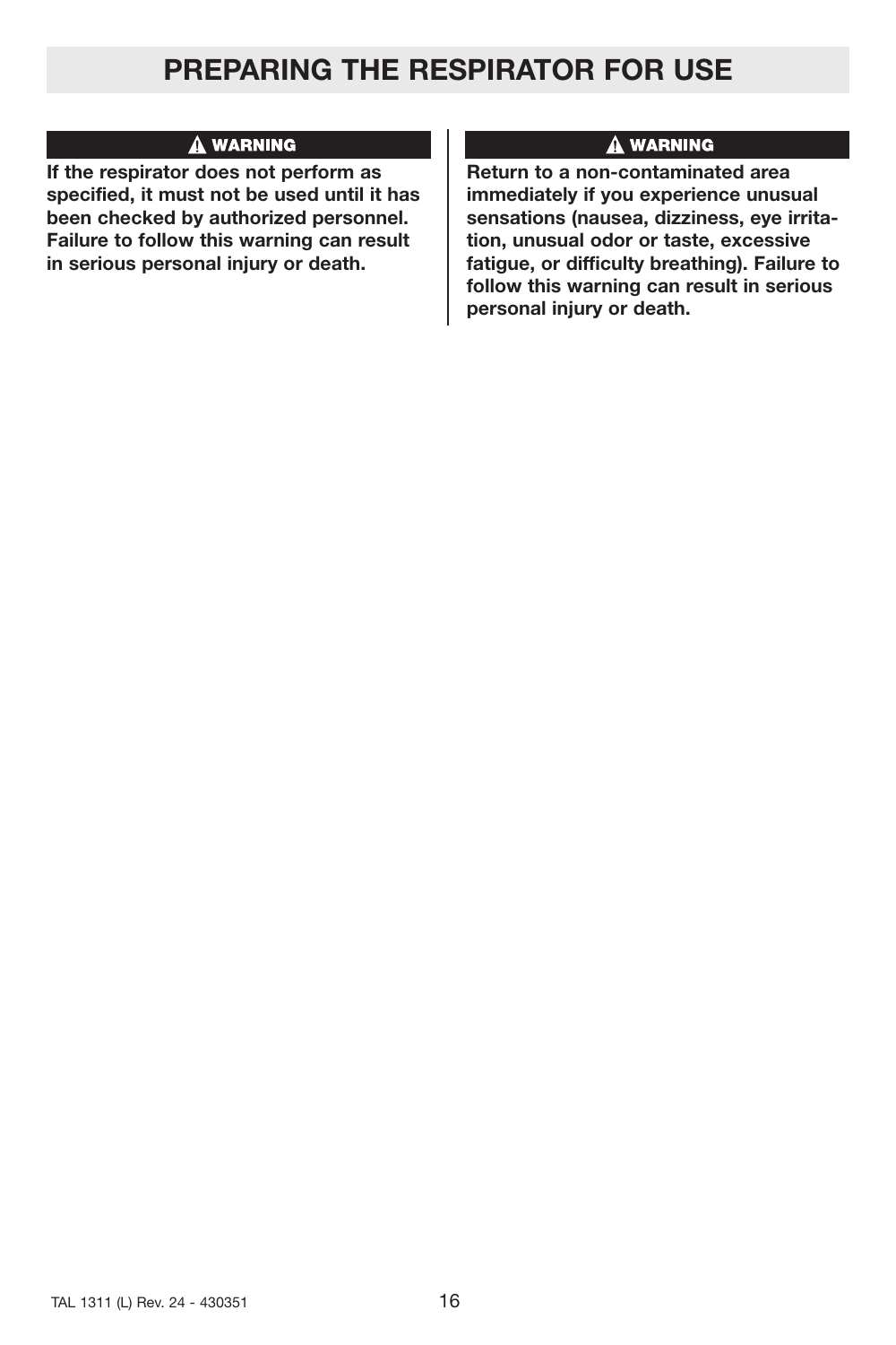# PREPARING THE RESPIRATOR FOR USE

**⚠ WARNING**

**If the respirator does not perform as specified, it must not be used until it has been checked by authorized personnel. Failure to follow this warning can result in serious personal injury or death.**

**⚠ WARNING**

**Return to a non-contaminated area immediately if you experience unusual sensations (nausea, dizziness, eye irritation, unusual odor or taste, excessive fatigue, or difficulty breathing). Failure to follow this warning can result in serious personal injury or death.**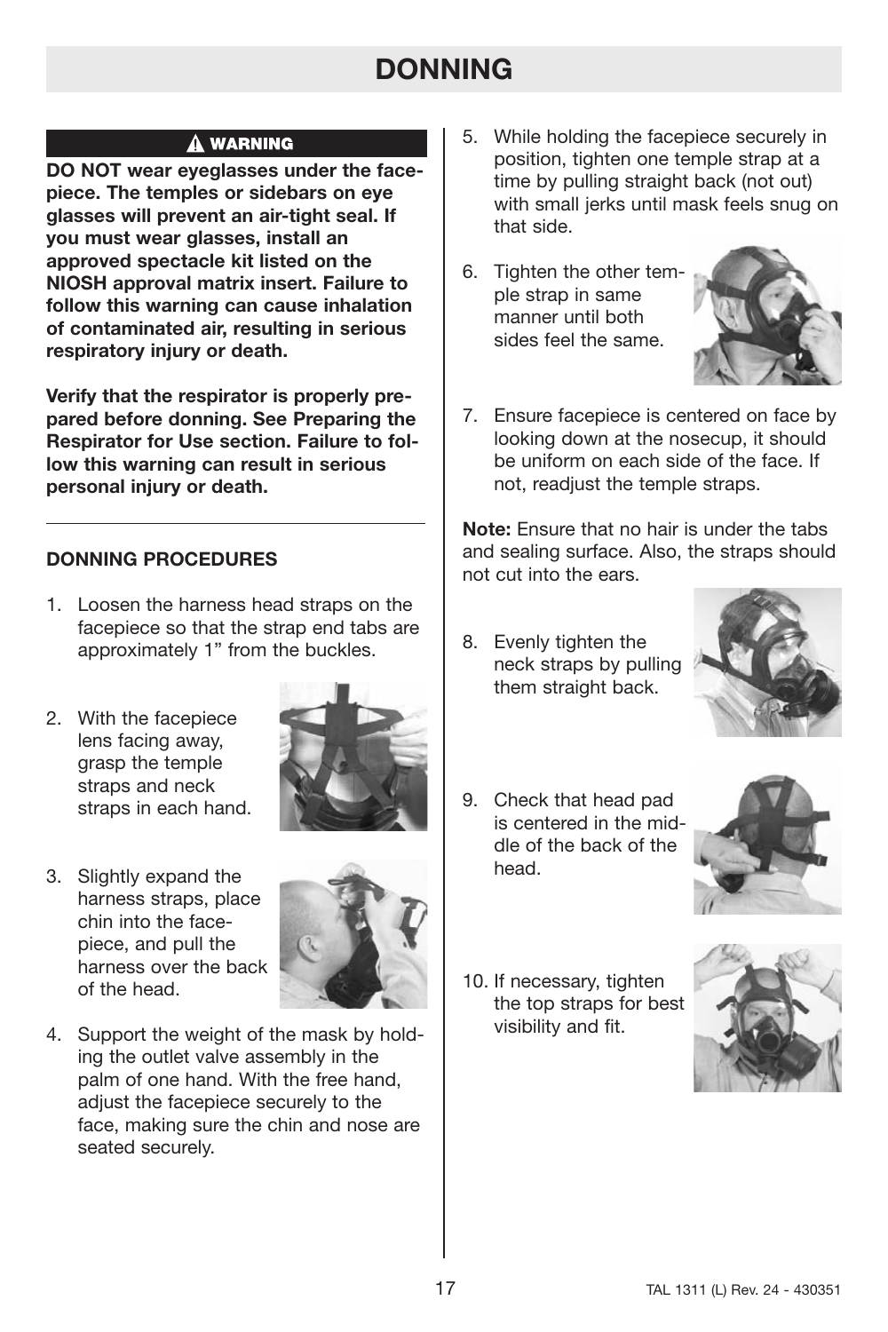# DONNING

### ⚠ WARNING

**DO NOT wear eyeglasses under the facepiece. The temples or sidebars on eye glasses will prevent an air-tight seal. If you must wear glasses, install an approved spectacle kit listed on the NIOSH approval matrix insert. Failure to follow this warning can cause inhalation of contaminated air, resulting in serious respiratory injury or death.**

**Verify that the respirator is properly prepared before donning. See Preparing the Respirator for Use section. Failure to follow this warning can result in serious personal injury or death.**

### DONNING PROCEDURES

1. Loosen the harness head straps on the facepiece so that the strap end tabs are approximately 1" from the buckles.
2. With the facepiece lens facing away, grasp the temple straps and neck straps in each hand.
3. Slightly expand the harness straps, place chin into the facepiece, and pull the harness over the back of the head.
4. Support the weight of the mask by holding the outlet valve assembly in the palm of one hand. With the free hand, adjust the facepiece securely to the face, making sure the chin and nose are seated securely.
5. While holding the facepiece securely in position, tighten one temple strap at a time by pulling straight back (not out) with small jerks until mask feels snug on that side.
6. Tighten the other temple strap in same manner until both sides feel the same.
7. Ensure facepiece is centered on face by looking down at the nosecup, it should be uniform on each side of the face. If not, readjust the temple straps.

**Note:** Ensure that no hair is under the tabs and sealing surface. Also, the straps should not cut into the ears.

8. Evenly tighten the neck straps by pulling them straight back.
9. Check that head pad is centered in the middle of the back of the head.
10. If necessary, tighten the top straps for best visibility and fit.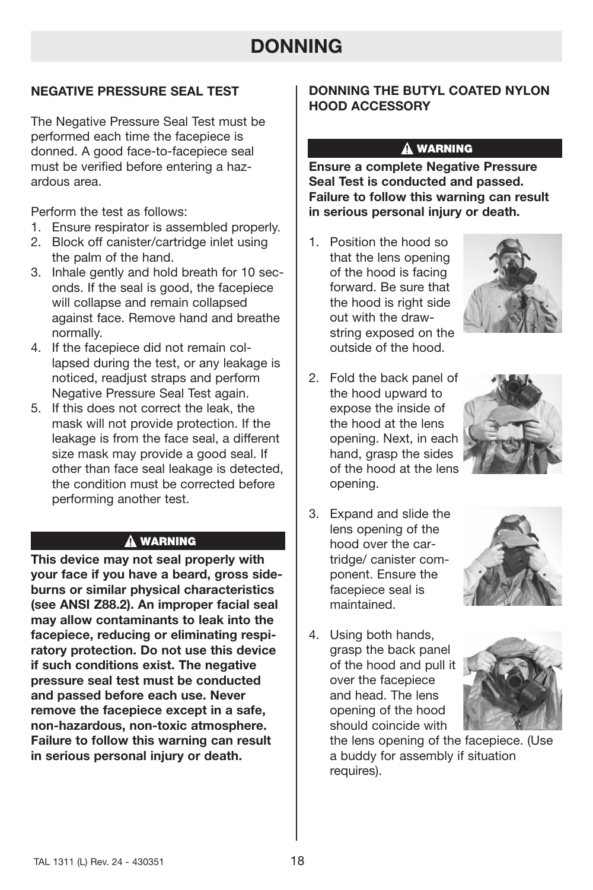# DONNING

## NEGATIVE PRESSURE SEAL TEST

The Negative Pressure Seal Test must be performed each time the facepiece is donned. A good face-to-facepiece seal must be verified before entering a hazardous area.

Perform the test as follows:

1. Ensure respirator is assembled properly.
2. Block off canister/cartridge inlet using the palm of the hand.
3. Inhale gently and hold breath for 10 seconds. If the seal is good, the facepiece will collapse and remain collapsed against face. Remove hand and breathe normally.
4. If the facepiece did not remain collapsed during the test, or any leakage is noticed, readjust straps and perform Negative Pressure Seal Test again.
5. If this does not correct the leak, the mask will not provide protection. If the leakage is from the face seal, a different size mask may provide a good seal. If other than face seal leakage is detected, the condition must be corrected before performing another test.

**⚠ WARNING**

**This device may not seal properly with your face if you have a beard, gross sideburns or similar physical characteristics (see ANSI Z88.2). An improper facial seal may allow contaminants to leak into the facepiece, reducing or eliminating respiratory protection. Do not use this device if such conditions exist. The negative pressure seal test must be conducted and passed before each use. Never remove the facepiece except in a safe, non-hazardous, non-toxic atmosphere. Failure to follow this warning can result in serious personal injury or death.**

## DONNING THE BUTYL COATED NYLON HOOD ACCESSORY

**⚠ WARNING**

**Ensure a complete Negative Pressure Seal Test is conducted and passed. Failure to follow this warning can result in serious personal injury or death.**

1. Position the hood so that the lens opening of the hood is facing forward. Be sure that the hood is right side out with the drawstring exposed on the outside of the hood.
2. Fold the back panel of the hood upward to expose the inside of the hood at the lens opening. Next, in each hand, grasp the sides of the hood at the lens opening.
3. Expand and slide the lens opening of the hood over the cartridge/ canister component. Ensure the facepiece seal is maintained.
4. Using both hands, grasp the back panel of the hood and pull it over the facepiece and head. The lens opening of the hood should coincide with the lens opening of the facepiece. (Use a buddy for assembly if situation requires).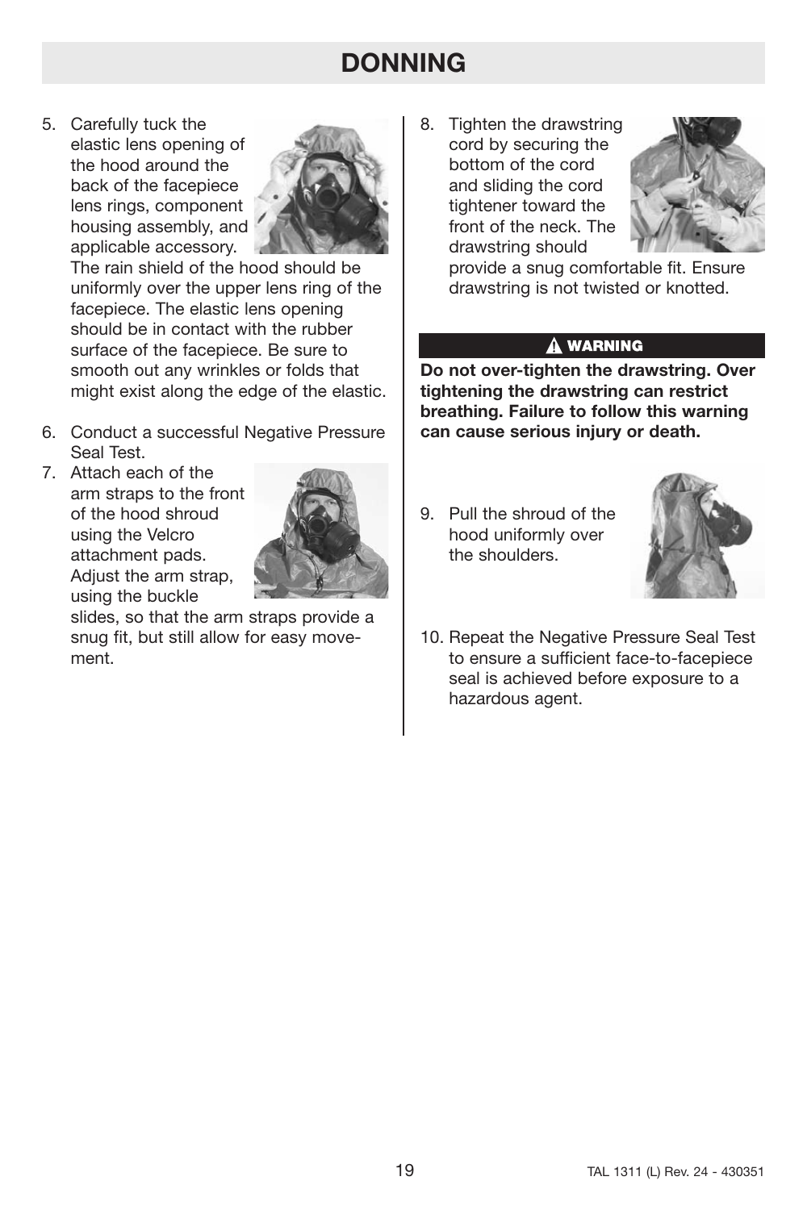# DONNING

5. Carefully tuck the elastic lens opening of the hood around the back of the facepiece lens rings, component housing assembly, and applicable accessory. The rain shield of the hood should be uniformly over the upper lens ring of the facepiece. The elastic lens opening should be in contact with the rubber surface of the facepiece. Be sure to smooth out any wrinkles or folds that might exist along the edge of the elastic.
6. Conduct a successful Negative Pressure Seal Test.
7. Attach each of the arm straps to the front of the hood shroud using the Velcro attachment pads. Adjust the arm strap, using the buckle slides, so that the arm straps provide a snug fit, but still allow for easy movement.
8. Tighten the drawstring cord by securing the bottom of the cord and sliding the cord tightener toward the front of the neck. The drawstring should provide a snug comfortable fit. Ensure drawstring is not twisted or knotted.

**⚠ WARNING**

**Do not over-tighten the drawstring. Over tightening the drawstring can restrict breathing. Failure to follow this warning can cause serious injury or death.**

9. Pull the shroud of the hood uniformly over the shoulders.
10. Repeat the Negative Pressure Seal Test to ensure a sufficient face-to-facepiece seal is achieved before exposure to a hazardous agent.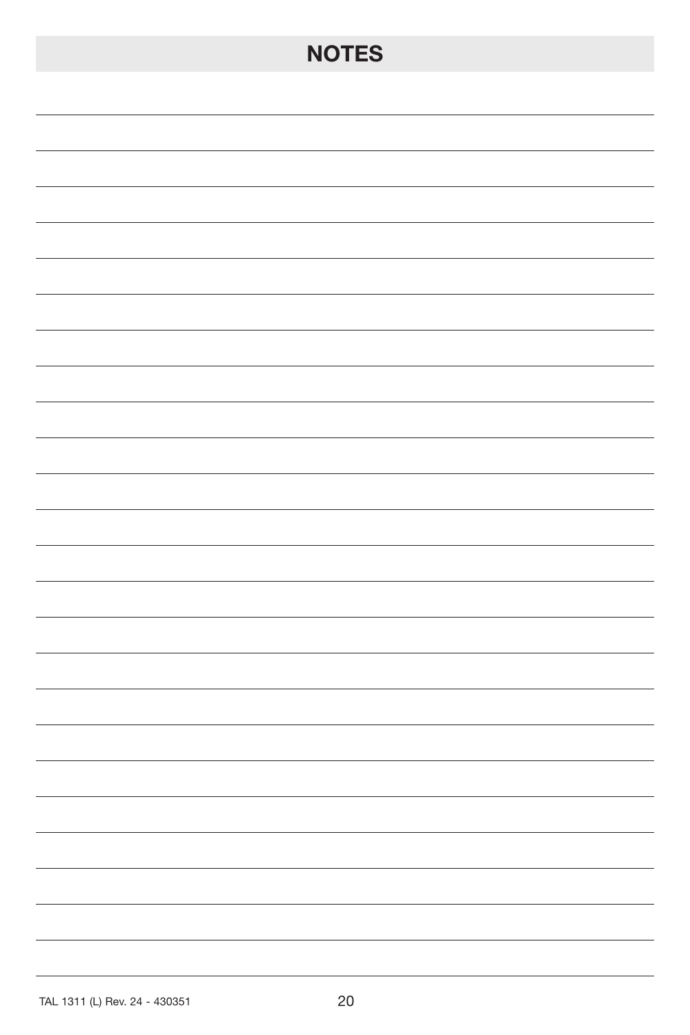# NOTES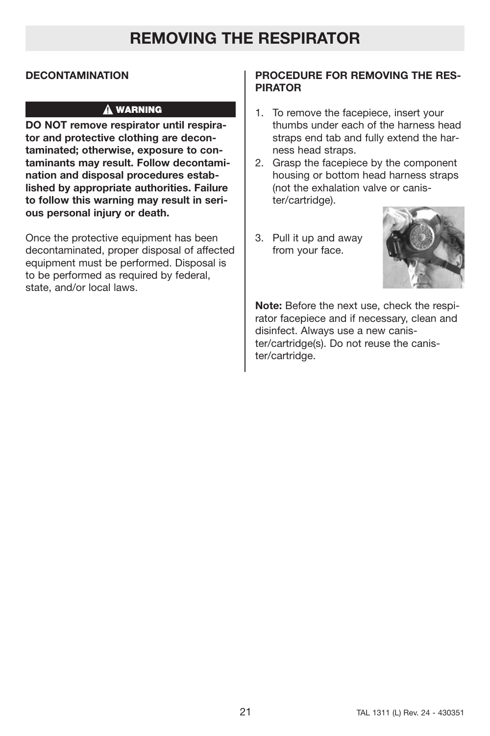# REMOVING THE RESPIRATOR

## DECONTAMINATION

**⚠ WARNING**

**DO NOT remove respirator until respirator and protective clothing are decontaminated; otherwise, exposure to contaminants may result. Follow decontamination and disposal procedures established by appropriate authorities. Failure to follow this warning may result in serious personal injury or death.**

Once the protective equipment has been decontaminated, proper disposal of affected equipment must be performed. Disposal is to be performed as required by federal, state, and/or local laws.

## PROCEDURE FOR REMOVING THE RESPIRATOR

1. To remove the facepiece, insert your thumbs under each of the harness head straps end tab and fully extend the harness head straps.
2. Grasp the facepiece by the component housing or bottom head harness straps (not the exhalation valve or canister/cartridge).
3. Pull it up and away from your face.

**Note:** Before the next use, check the respirator facepiece and if necessary, clean and disinfect. Always use a new canister/cartridge(s). Do not reuse the canister/cartridge.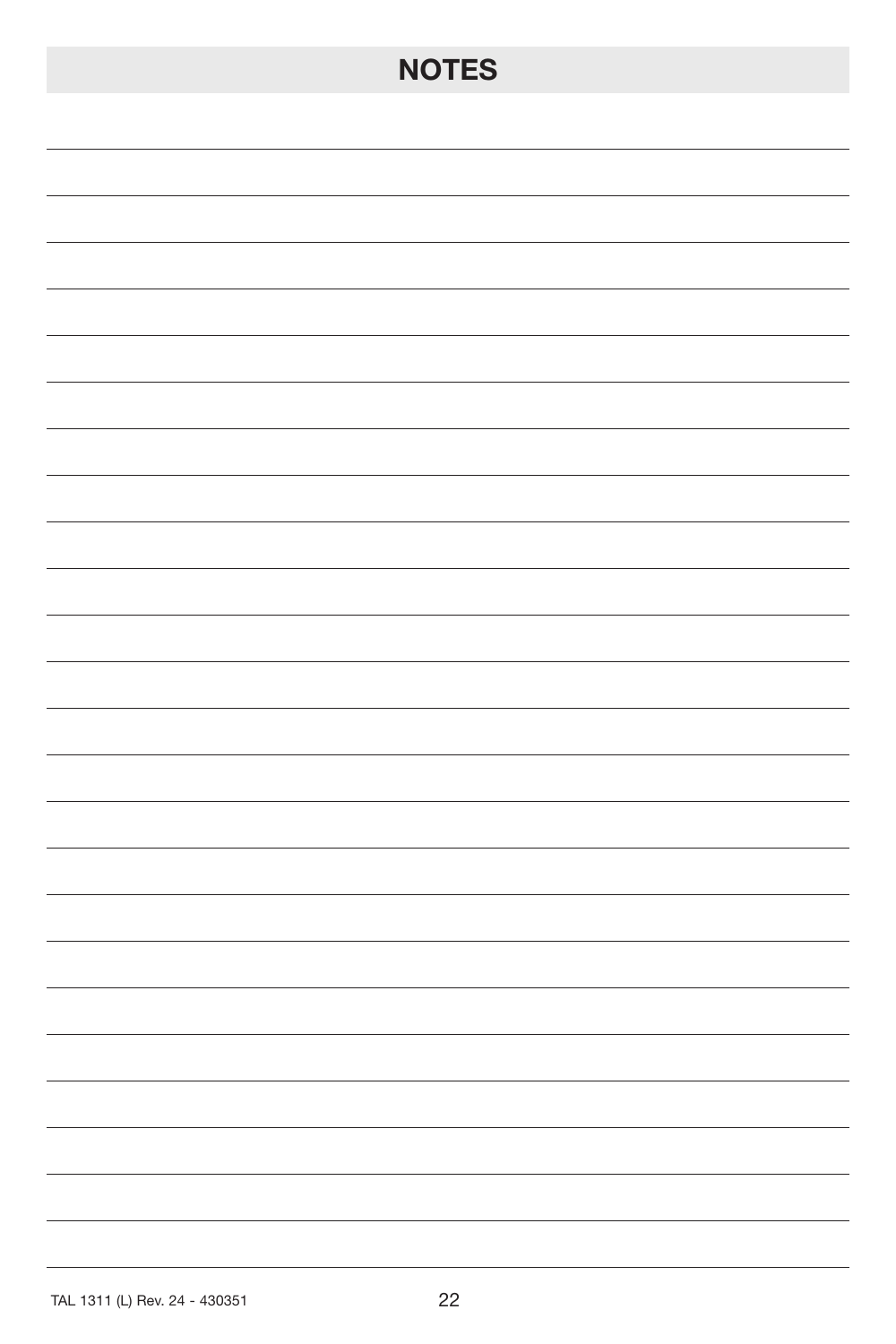# NOTES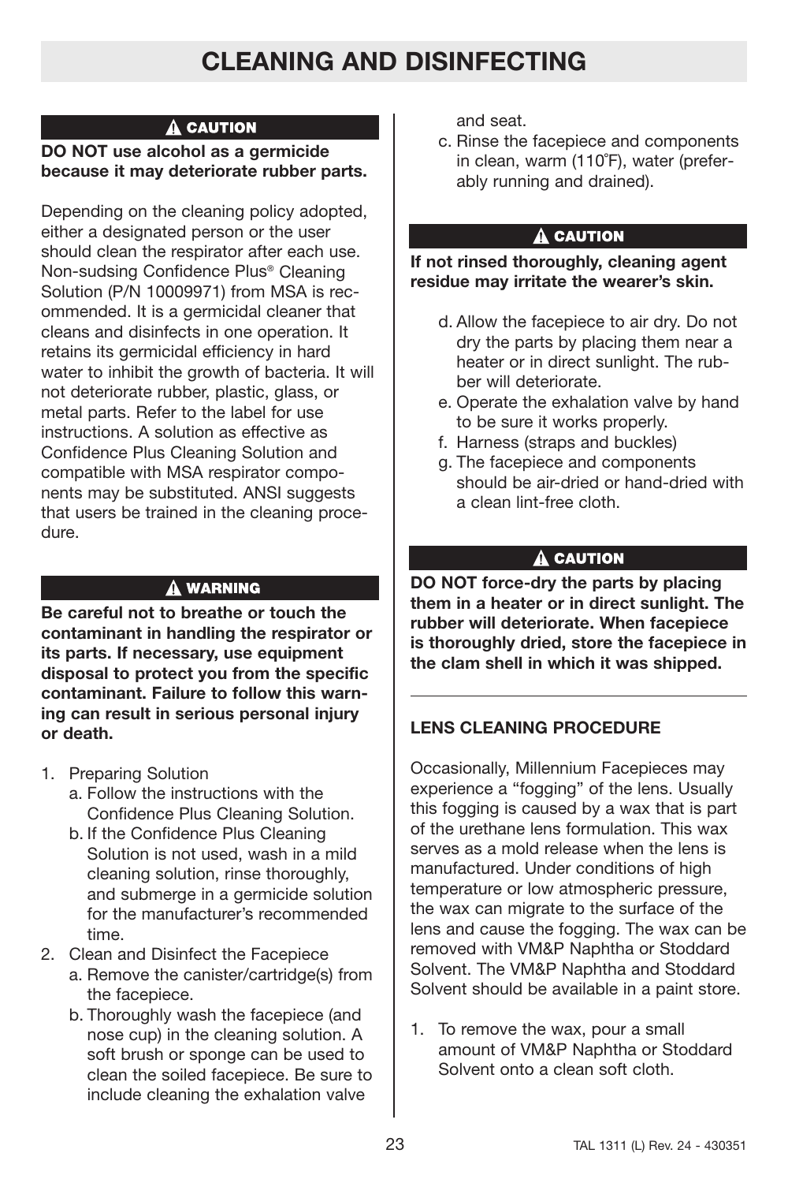# CLEANING AND DISINFECTING

**⚠ CAUTION**

**DO NOT use alcohol as a germicide because it may deteriorate rubber parts.**

Depending on the cleaning policy adopted, either a designated person or the user should clean the respirator after each use. Non-sudsing Confidence Plus® Cleaning Solution (P/N 10009971) from MSA is recommended. It is a germicidal cleaner that cleans and disinfects in one operation. It retains its germicidal efficiency in hard water to inhibit the growth of bacteria. It will not deteriorate rubber, plastic, glass, or metal parts. Refer to the label for use instructions. A solution as effective as Confidence Plus Cleaning Solution and compatible with MSA respirator components may be substituted. ANSI suggests that users be trained in the cleaning procedure.

**⚠ WARNING**

**Be careful not to breathe or touch the contaminant in handling the respirator or its parts. If necessary, use equipment disposal to protect you from the specific contaminant. Failure to follow this warning can result in serious personal injury or death.**

1. Preparing Solution
   a. Follow the instructions with the Confidence Plus Cleaning Solution.
   b. If the Confidence Plus Cleaning Solution is not used, wash in a mild cleaning solution, rinse thoroughly, and submerge in a germicide solution for the manufacturer's recommended time.
2. Clean and Disinfect the Facepiece
   a. Remove the canister/cartridge(s) from the facepiece.
   b. Thoroughly wash the facepiece (and nose cup) in the cleaning solution. A soft brush or sponge can be used to clean the soiled facepiece. Be sure to include cleaning the exhalation valve and seat.
   c. Rinse the facepiece and components in clean, warm (110˚F), water (preferably running and drained).

**⚠ CAUTION**

**If not rinsed thoroughly, cleaning agent residue may irritate the wearer's skin.**

   d. Allow the facepiece to air dry. Do not dry the parts by placing them near a heater or in direct sunlight. The rubber will deteriorate.
   e. Operate the exhalation valve by hand to be sure it works properly.
   f. Harness (straps and buckles)
   g. The facepiece and components should be air-dried or hand-dried with a clean lint-free cloth.

**⚠ CAUTION**

**DO NOT force-dry the parts by placing them in a heater or in direct sunlight. The rubber will deteriorate. When facepiece is thoroughly dried, store the facepiece in the clam shell in which it was shipped.**

### LENS CLEANING PROCEDURE

Occasionally, Millennium Facepieces may experience a "fogging" of the lens. Usually this fogging is caused by a wax that is part of the urethane lens formulation. This wax serves as a mold release when the lens is manufactured. Under conditions of high temperature or low atmospheric pressure, the wax can migrate to the surface of the lens and cause the fogging. The wax can be removed with VM&P Naphtha or Stoddard Solvent. The VM&P Naphtha and Stoddard Solvent should be available in a paint store.

1. To remove the wax, pour a small amount of VM&P Naphtha or Stoddard Solvent onto a clean soft cloth.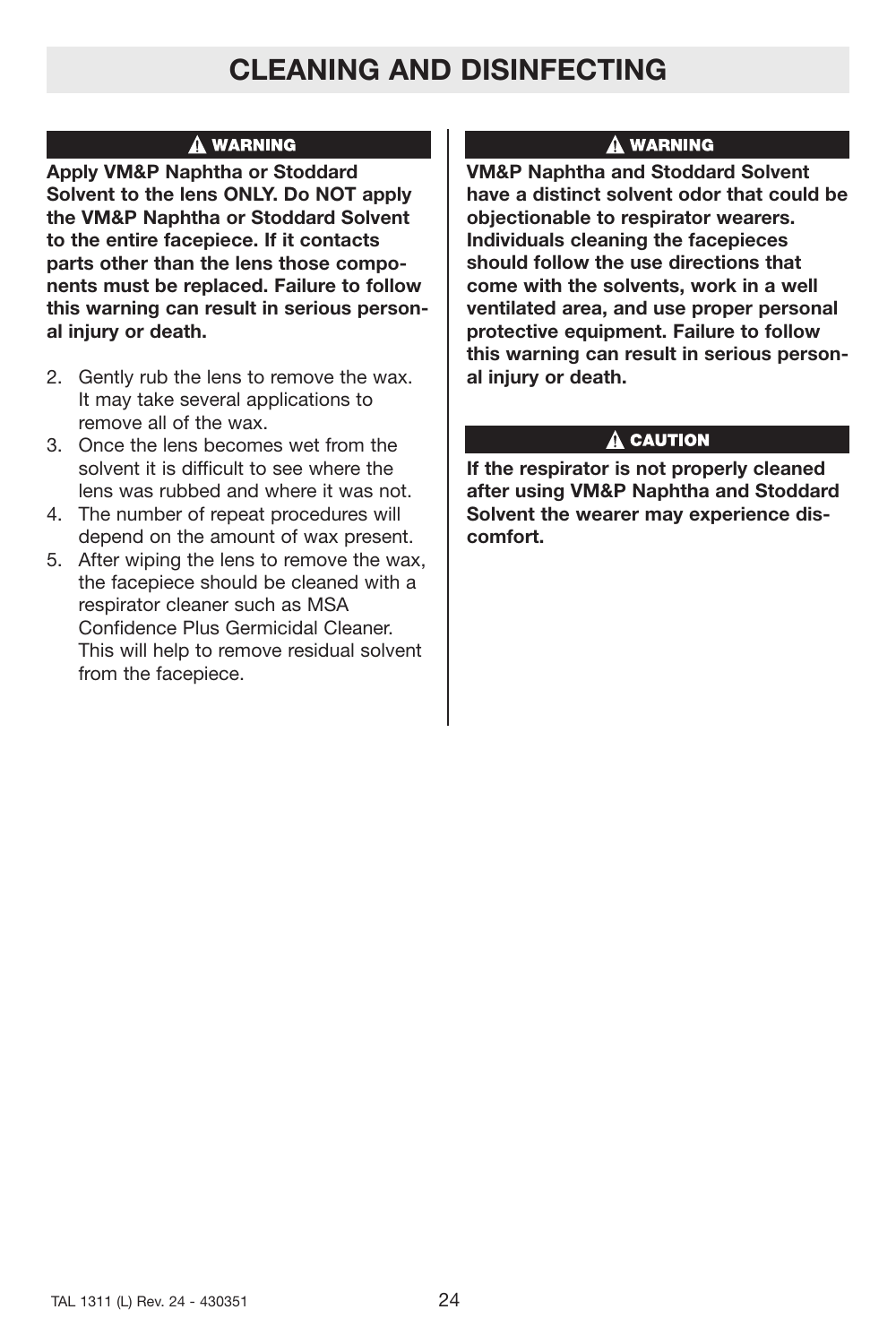# CLEANING AND DISINFECTING

**⚠ WARNING**

**Apply VM&P Naphtha or Stoddard Solvent to the lens ONLY. Do NOT apply the VM&P Naphtha or Stoddard Solvent to the entire facepiece. If it contacts parts other than the lens those components must be replaced. Failure to follow this warning can result in serious personal injury or death.**

2. Gently rub the lens to remove the wax. It may take several applications to remove all of the wax.
3. Once the lens becomes wet from the solvent it is difficult to see where the lens was rubbed and where it was not.
4. The number of repeat procedures will depend on the amount of wax present.
5. After wiping the lens to remove the wax, the facepiece should be cleaned with a respirator cleaner such as MSA Confidence Plus Germicidal Cleaner. This will help to remove residual solvent from the facepiece.

**⚠ WARNING**

**VM&P Naphtha and Stoddard Solvent have a distinct solvent odor that could be objectionable to respirator wearers. Individuals cleaning the facepieces should follow the use directions that come with the solvents, work in a well ventilated area, and use proper personal protective equipment. Failure to follow this warning can result in serious personal injury or death.**

**⚠ CAUTION**

**If the respirator is not properly cleaned after using VM&P Naphtha and Stoddard Solvent the wearer may experience discomfort.**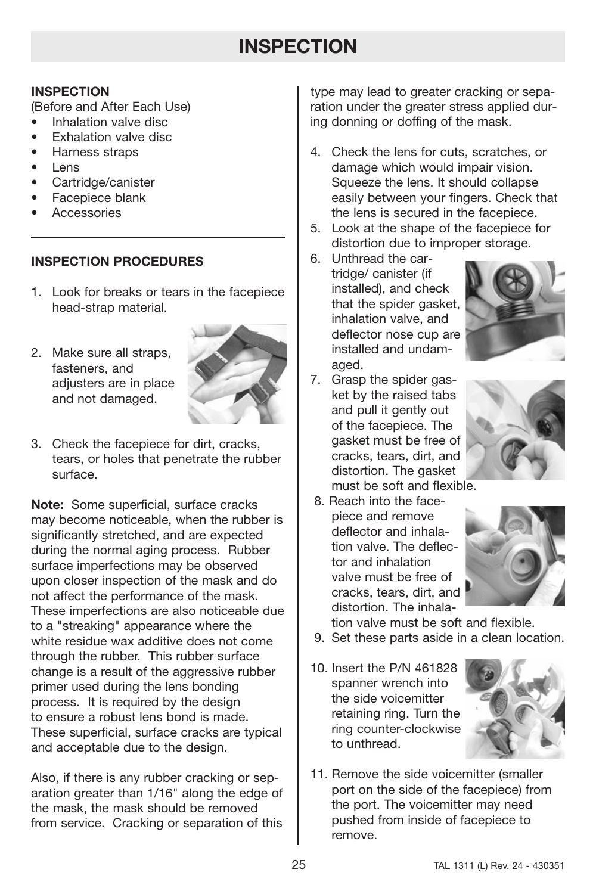# INSPECTION

**INSPECTION**

(Before and After Each Use)

- Inhalation valve disc
- Exhalation valve disc
- Harness straps
- Lens
- Cartridge/canister
- Facepiece blank
- Accessories

**INSPECTION PROCEDURES**

1. Look for breaks or tears in the facepiece head-strap material.
2. Make sure all straps, fasteners, and adjusters are in place and not damaged.
3. Check the facepiece for dirt, cracks, tears, or holes that penetrate the rubber surface.

**Note:** Some superficial, surface cracks may become noticeable, when the rubber is significantly stretched, and are expected during the normal aging process. Rubber surface imperfections may be observed upon closer inspection of the mask and do not affect the performance of the mask. These imperfections are also noticeable due to a "streaking" appearance where the white residue wax additive does not come through the rubber. This rubber surface change is a result of the aggressive rubber primer used during the lens bonding process. It is required by the design to ensure a robust lens bond is made. These superficial, surface cracks are typical and acceptable due to the design.

Also, if there is any rubber cracking or separation greater than 1/16" along the edge of the mask, the mask should be removed from service. Cracking or separation of this type may lead to greater cracking or separation under the greater stress applied during donning or doffing of the mask.

4. Check the lens for cuts, scratches, or damage which would impair vision. Squeeze the lens. It should collapse easily between your fingers. Check that the lens is secured in the facepiece.
5. Look at the shape of the facepiece for distortion due to improper storage.
6. Unthread the cartridge/ canister (if installed), and check that the spider gasket, inhalation valve, and deflector nose cup are installed and undamaged.
7. Grasp the spider gasket by the raised tabs and pull it gently out of the facepiece. The gasket must be free of cracks, tears, dirt, and distortion. The gasket must be soft and flexible.
8. Reach into the facepiece and remove deflector and inhalation valve. The deflector and inhalation valve must be free of cracks, tears, dirt, and distortion. The inhalation valve must be soft and flexible.
9. Set these parts aside in a clean location.
10. Insert the P/N 461828 spanner wrench into the side voicemitter retaining ring. Turn the ring counter-clockwise to unthread.
11. Remove the side voicemitter (smaller port on the side of the facepiece) from the port. The voicemitter may need pushed from inside of facepiece to remove.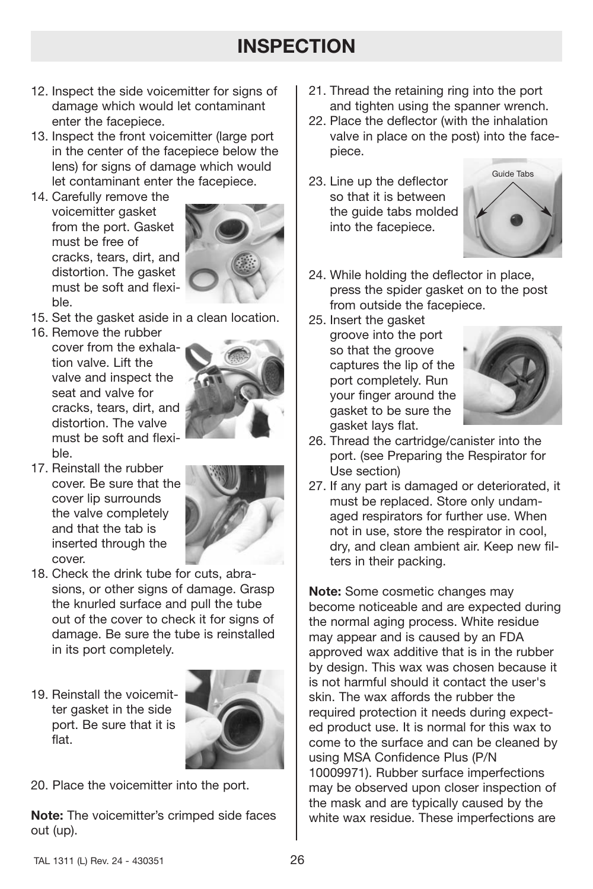# INSPECTION

12. Inspect the side voicemitter for signs of damage which would let contaminant enter the facepiece.
13. Inspect the front voicemitter (large port in the center of the facepiece below the lens) for signs of damage which would let contaminant enter the facepiece.
14. Carefully remove the voicemitter gasket from the port. Gasket must be free of cracks, tears, dirt, and distortion. The gasket must be soft and flexible.
15. Set the gasket aside in a clean location.
16. Remove the rubber cover from the exhalation valve. Lift the valve and inspect the seat and valve for cracks, tears, dirt, and distortion. The valve must be soft and flexible.
17. Reinstall the rubber cover. Be sure that the cover lip surrounds the valve completely and that the tab is inserted through the cover.
18. Check the drink tube for cuts, abrasions, or other signs of damage. Grasp the knurled surface and pull the tube out of the cover to check it for signs of damage. Be sure the tube is reinstalled in its port completely.
19. Reinstall the voicemitter gasket in the side port. Be sure that it is flat.
20. Place the voicemitter into the port.

**Note:** The voicemitter's crimped side faces out (up).

21. Thread the retaining ring into the port and tighten using the spanner wrench.
22. Place the deflector (with the inhalation valve in place on the post) into the facepiece.
23. Line up the deflector so that it is between the guide tabs molded into the facepiece.

Guide Tabs

24. While holding the deflector in place, press the spider gasket on to the post from outside the facepiece.
25. Insert the gasket groove into the port so that the groove captures the lip of the port completely. Run your finger around the gasket to be sure the gasket lays flat.
26. Thread the cartridge/canister into the port. (see Preparing the Respirator for Use section)
27. If any part is damaged or deteriorated, it must be replaced. Store only undamaged respirators for further use. When not in use, store the respirator in cool, dry, and clean ambient air. Keep new filters in their packing.

**Note:** Some cosmetic changes may become noticeable and are expected during the normal aging process. White residue may appear and is caused by an FDA approved wax additive that is in the rubber by design. This wax was chosen because it is not harmful should it contact the user's skin. The wax affords the rubber the required protection it needs during expected product use. It is normal for this wax to come to the surface and can be cleaned by using MSA Confidence Plus (P/N 10009971). Rubber surface imperfections may be observed upon closer inspection of the mask and are typically caused by the white wax residue. These imperfections are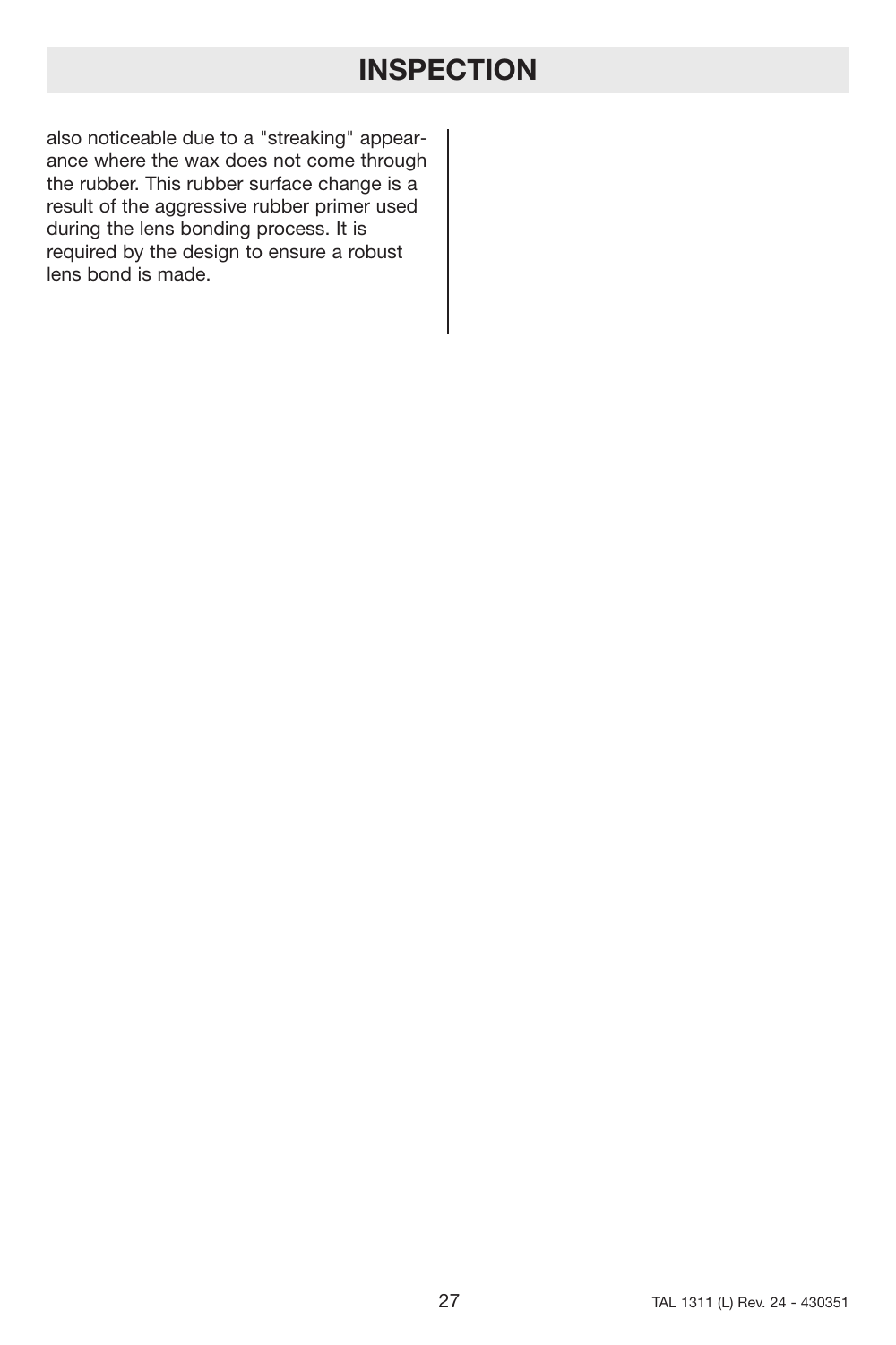# INSPECTION

also noticeable due to a "streaking" appearance where the wax does not come through the rubber. This rubber surface change is a result of the aggressive rubber primer used during the lens bonding process. It is required by the design to ensure a robust lens bond is made.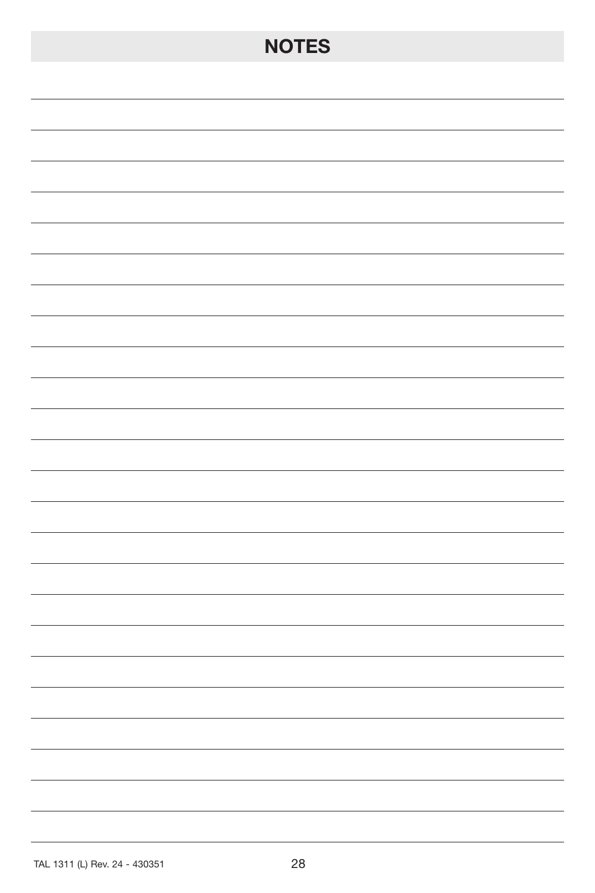# NOTES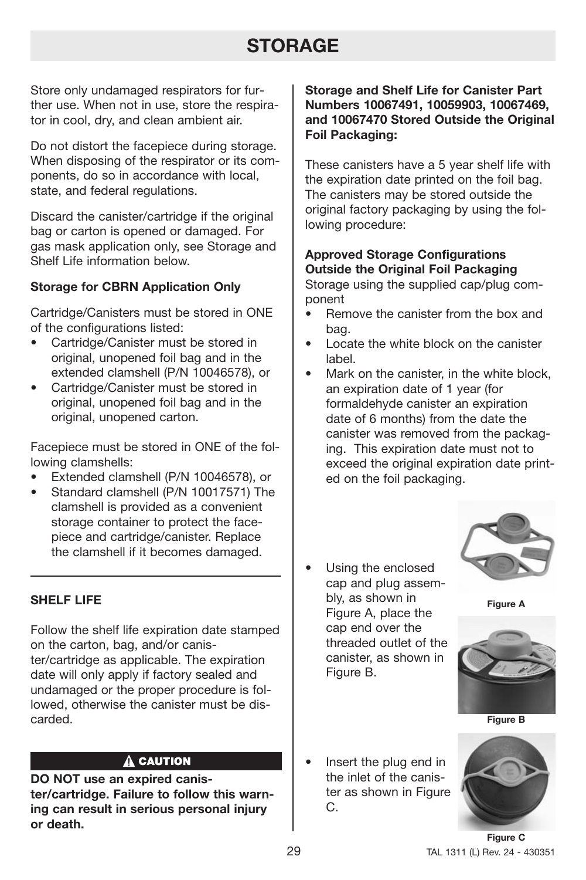# STORAGE

Store only undamaged respirators for further use. When not in use, store the respirator in cool, dry, and clean ambient air.

Do not distort the facepiece during storage. When disposing of the respirator or its components, do so in accordance with local, state, and federal regulations.

Discard the canister/cartridge if the original bag or carton is opened or damaged. For gas mask application only, see Storage and Shelf Life information below.

**Storage for CBRN Application Only**

Cartridge/Canisters must be stored in ONE of the configurations listed:

- Cartridge/Canister must be stored in original, unopened foil bag and in the extended clamshell (P/N 10046578), or
- Cartridge/Canister must be stored in original, unopened foil bag and in the original, unopened carton.

Facepiece must be stored in ONE of the following clamshells:

- Extended clamshell (P/N 10046578), or
- Standard clamshell (P/N 10017571) The clamshell is provided as a convenient storage container to protect the facepiece and cartridge/canister. Replace the clamshell if it becomes damaged.

---

**SHELF LIFE**

Follow the shelf life expiration date stamped on the carton, bag, and/or canister/cartridge as applicable. The expiration date will only apply if factory sealed and undamaged or the proper procedure is followed, otherwise the canister must be discarded.

**⚠ CAUTION**

**DO NOT use an expired canister/cartridge. Failure to follow this warning can result in serious personal injury or death.**

**Storage and Shelf Life for Canister Part Numbers 10067491, 10059903, 10067469, and 10067470 Stored Outside the Original Foil Packaging:**

These canisters have a 5 year shelf life with the expiration date printed on the foil bag. The canisters may be stored outside the original factory packaging by using the following procedure:

**Approved Storage Configurations Outside the Original Foil Packaging**

Storage using the supplied cap/plug component

- Remove the canister from the box and bag.
- Locate the white block on the canister label.
- Mark on the canister, in the white block, an expiration date of 1 year (for formaldehyde canister an expiration date of 6 months) from the date the canister was removed from the packaging. This expiration date must not to exceed the original expiration date printed on the foil packaging.
- Using the enclosed cap and plug assembly, as shown in Figure A, place the cap end over the threaded outlet of the canister, as shown in Figure B.

Figure A

Figure B

- Insert the plug end in the inlet of the canister as shown in Figure C.

Figure C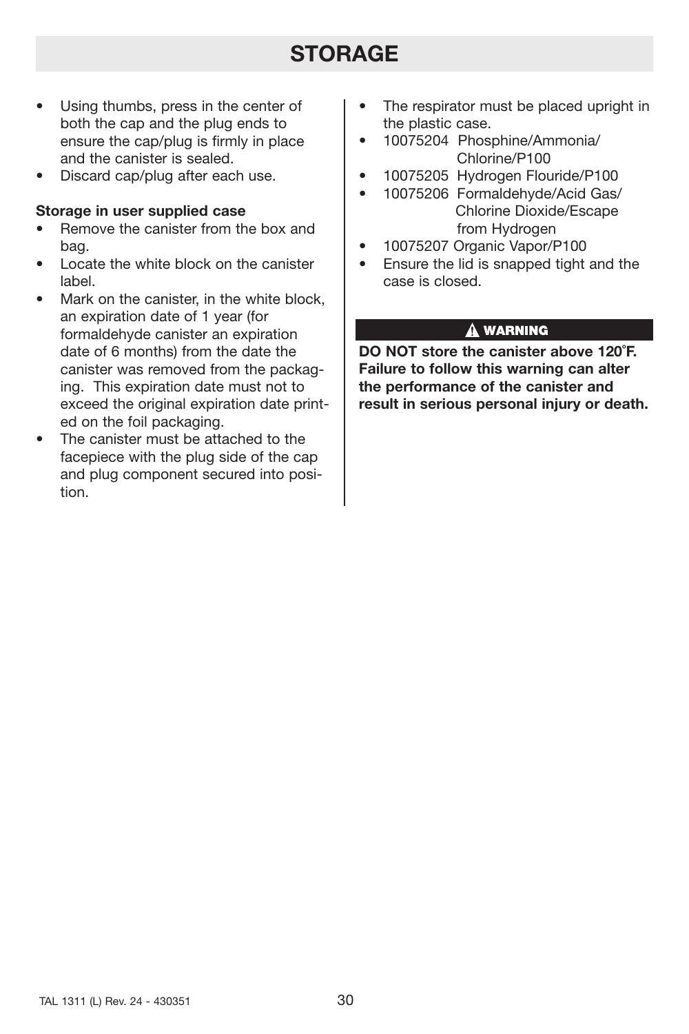# STORAGE

- Using thumbs, press in the center of both the cap and the plug ends to ensure the cap/plug is firmly in place and the canister is sealed.
- Discard cap/plug after each use.

**Storage in user supplied case**

- Remove the canister from the box and bag.
- Locate the white block on the canister label.
- Mark on the canister, in the white block, an expiration date of 1 year (for formaldehyde canister an expiration date of 6 months) from the date the canister was removed from the packaging. This expiration date must not to exceed the original expiration date printed on the foil packaging.
- The canister must be attached to the facepiece with the plug side of the cap and plug component secured into position.
- The respirator must be placed upright in the plastic case.
- 10075204 Phosphine/Ammonia/Chlorine/P100
- 10075205 Hydrogen Flouride/P100
- 10075206 Formaldehyde/Acid Gas/Chlorine Dioxide/Escape from Hydrogen
- 10075207 Organic Vapor/P100
- Ensure the lid is snapped tight and the case is closed.

**⚠ WARNING**

**DO NOT store the canister above 120°F. Failure to follow this warning can alter the performance of the canister and result in serious personal injury or death.**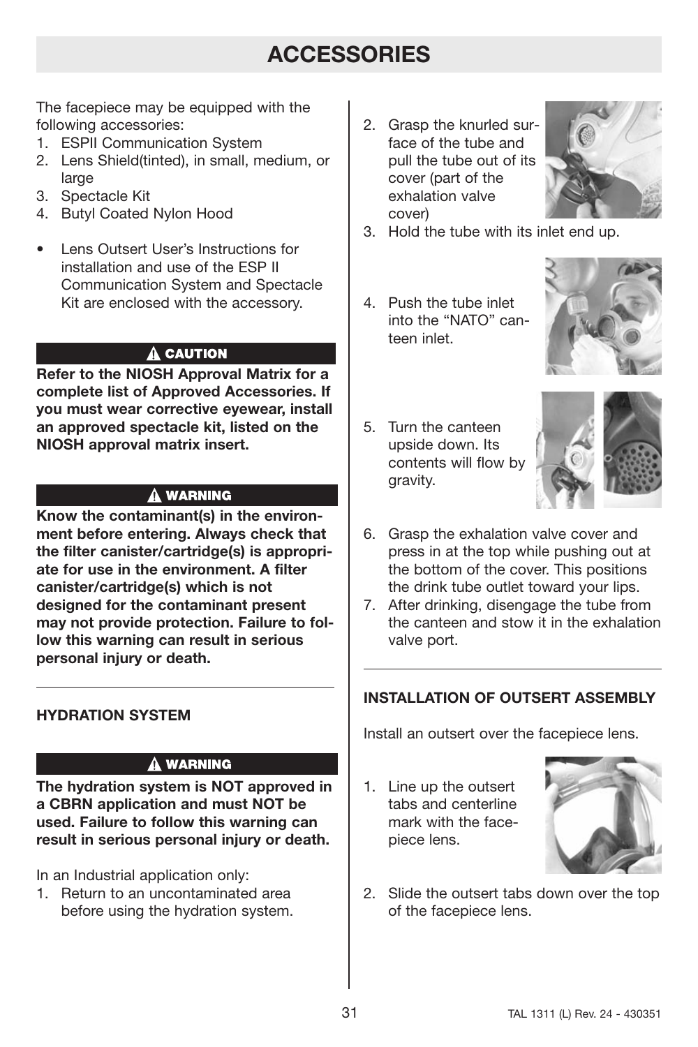# ACCESSORIES

The facepiece may be equipped with the following accessories:

1. ESPII Communication System
2. Lens Shield(tinted), in small, medium, or large
3. Spectacle Kit
4. Butyl Coated Nylon Hood

- Lens Outsert User's Instructions for installation and use of the ESP II Communication System and Spectacle Kit are enclosed with the accessory.

**⚠ CAUTION**

**Refer to the NIOSH Approval Matrix for a complete list of Approved Accessories. If you must wear corrective eyewear, install an approved spectacle kit, listed on the NIOSH approval matrix insert.**

**⚠ WARNING**

**Know the contaminant(s) in the environment before entering. Always check that the filter canister/cartridge(s) is appropriate for use in the environment. A filter canister/cartridge(s) which is not designed for the contaminant present may not provide protection. Failure to follow this warning can result in serious personal injury or death.**

### HYDRATION SYSTEM

**⚠ WARNING**

**The hydration system is NOT approved in a CBRN application and must NOT be used. Failure to follow this warning can result in serious personal injury or death.**

In an Industrial application only:

1. Return to an uncontaminated area before using the hydration system.
2. Grasp the knurled surface of the tube and pull the tube out of its cover (part of the exhalation valve cover)
3. Hold the tube with its inlet end up.
4. Push the tube inlet into the "NATO" canteen inlet.
5. Turn the canteen upside down. Its contents will flow by gravity.
6. Grasp the exhalation valve cover and press in at the top while pushing out at the bottom of the cover. This positions the drink tube outlet toward your lips.
7. After drinking, disengage the tube from the canteen and stow it in the exhalation valve port.

### INSTALLATION OF OUTSERT ASSEMBLY

Install an outsert over the facepiece lens.

1. Line up the outsert tabs and centerline mark with the facepiece lens.
2. Slide the outsert tabs down over the top of the facepiece lens.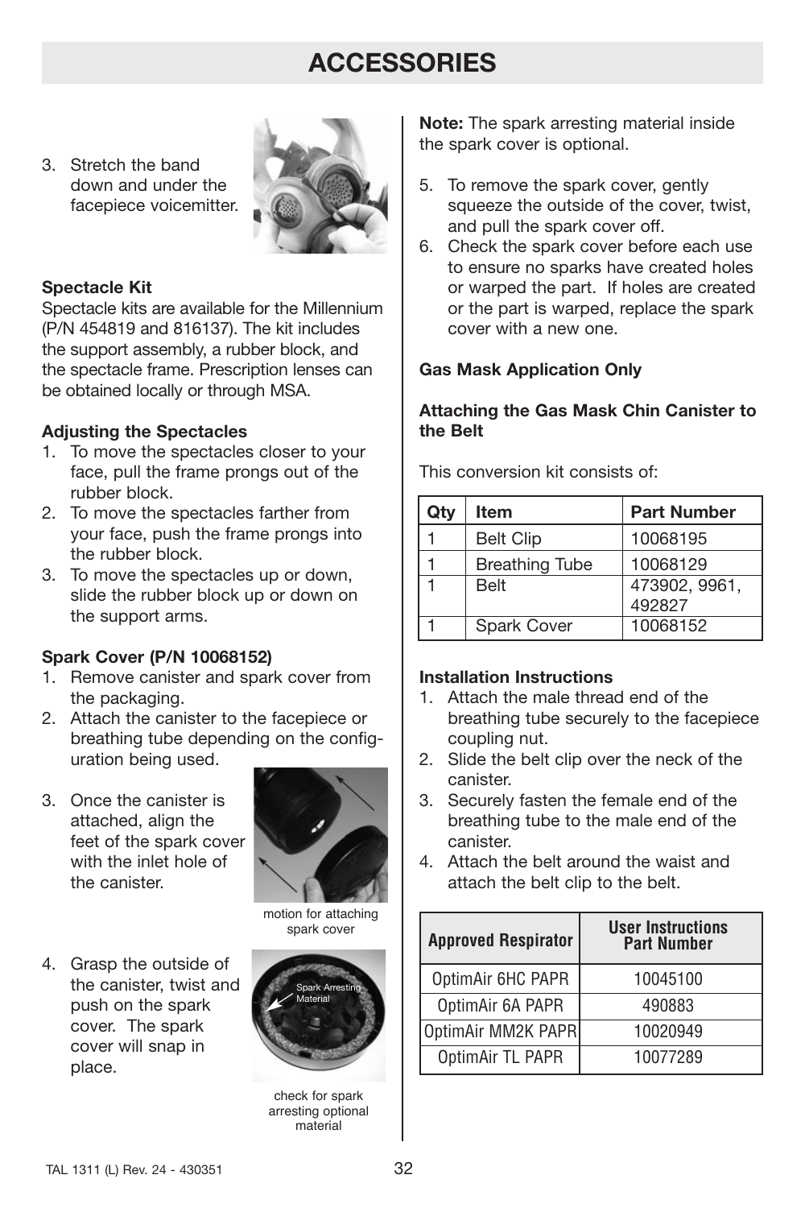# ACCESSORIES

3. Stretch the band down and under the facepiece voicemitter.

**Spectacle Kit**

Spectacle kits are available for the Millennium (P/N 454819 and 816137). The kit includes the support assembly, a rubber block, and the spectacle frame. Prescription lenses can be obtained locally or through MSA.

**Adjusting the Spectacles**

1. To move the spectacles closer to your face, pull the frame prongs out of the rubber block.
2. To move the spectacles farther from your face, push the frame prongs into the rubber block.
3. To move the spectacles up or down, slide the rubber block up or down on the support arms.

**Spark Cover (P/N 10068152)**

1. Remove canister and spark cover from the packaging.
2. Attach the canister to the facepiece or breathing tube depending on the configuration being used.
3. Once the canister is attached, align the feet of the spark cover with the inlet hole of the canister.

motion for attaching spark cover

4. Grasp the outside of the canister, twist and push on the spark cover. The spark cover will snap in place.

Spark Arresting Material

check for spark arresting optional material

**Note:** The spark arresting material inside the spark cover is optional.

5. To remove the spark cover, gently squeeze the outside of the cover, twist, and pull the spark cover off.
6. Check the spark cover before each use to ensure no sparks have created holes or warped the part. If holes are created or the part is warped, replace the spark cover with a new one.

**Gas Mask Application Only**

**Attaching the Gas Mask Chin Canister to the Belt**

This conversion kit consists of:

| Qty | Item | Part Number |
|---|---|---|
| 1 | Belt Clip | 10068195 |
| 1 | Breathing Tube | 10068129 |
| 1 | Belt | 473902, 9961, 492827 |
| 1 | Spark Cover | 10068152 |

**Installation Instructions**

1. Attach the male thread end of the breathing tube securely to the facepiece coupling nut.
2. Slide the belt clip over the neck of the canister.
3. Securely fasten the female end of the breathing tube to the male end of the canister.
4. Attach the belt around the waist and attach the belt clip to the belt.

| Approved Respirator | User Instructions Part Number |
|---|---|
| OptimAir 6HC PAPR | 10045100 |
| OptimAir 6A PAPR | 490883 |
| OptimAir MM2K PAPR | 10020949 |
| OptimAir TL PAPR | 10077289 |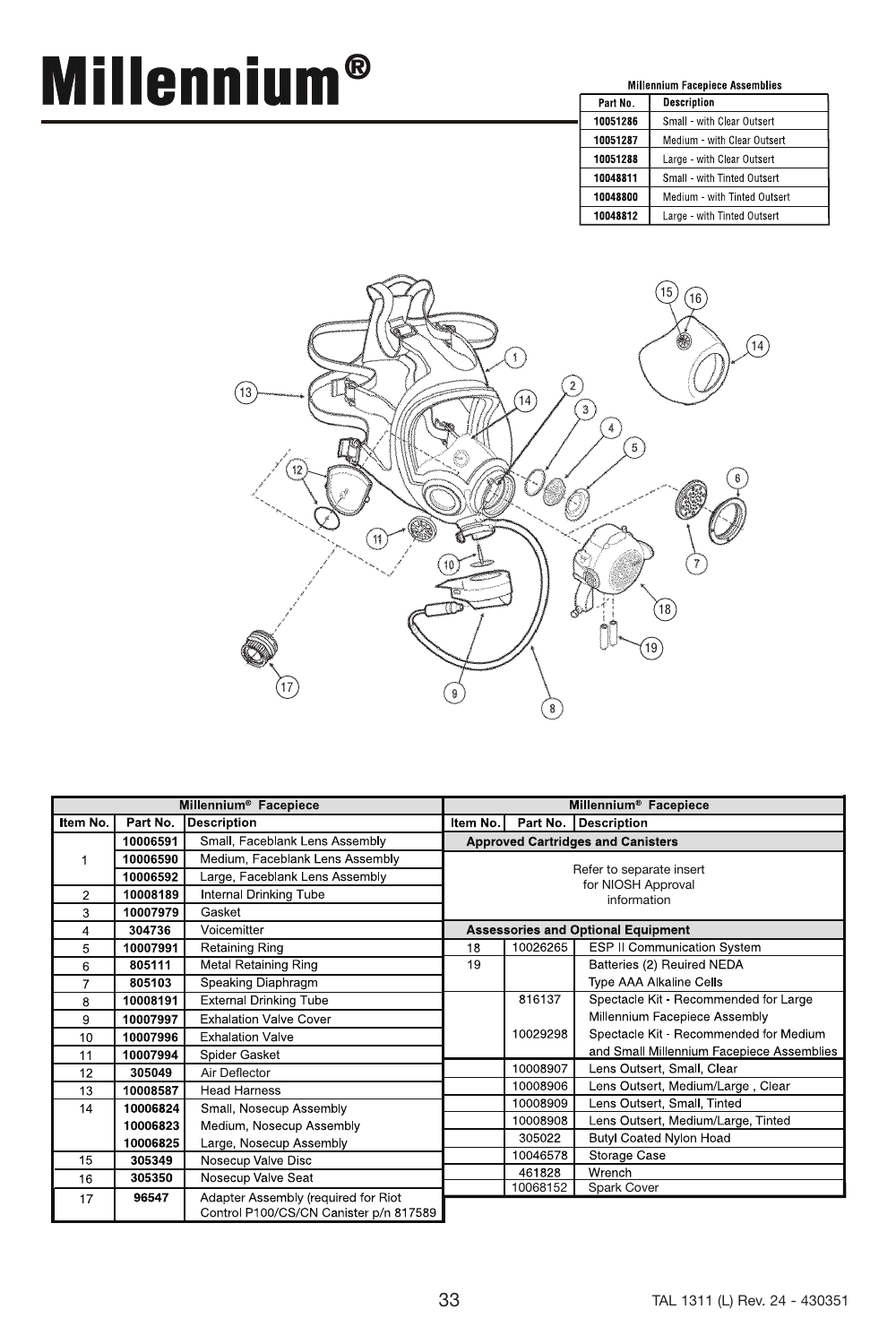# Millennium®

**Millennium Facepiece Assemblies**

| Part No. | Description |
|---|---|
| 10051286 | Small - with Clear Outsert |
| 10051287 | Medium - with Clear Outsert |
| 10051288 | Large - with Clear Outsert |
| 10048811 | Small - with Tinted Outsert |
| 10048800 | Medium - with Tinted Outsert |
| 10048812 | Large - with Tinted Outsert |

**Millennium® Facepiece**

| Item No. | Part No. | Description |
|---|---|---|
| 1 | 10006591 | Small, Faceblank Lens Assembly |
| | 10006590 | Medium, Faceblank Lens Assembly |
| | 10006592 | Large, Faceblank Lens Assembly |
| 2 | 10008189 | Internal Drinking Tube |
| 3 | 10007979 | Gasket |
| 4 | 304736 | Voicemitter |
| 5 | 10007991 | Retaining Ring |
| 6 | 805111 | Metal Retaining Ring |
| 7 | 805103 | Speaking Diaphragm |
| 8 | 10008191 | External Drinking Tube |
| 9 | 10007997 | Exhalation Valve Cover |
| 10 | 10007996 | Exhalation Valve |
| 11 | 10007994 | Spider Gasket |
| 12 | 305049 | Air Deflector |
| 13 | 10008587 | Head Harness |
| 14 | 10006824 | Small, Nosecup Assembly |
| | 10006823 | Medium, Nosecup Assembly |
| | 10006825 | Large, Nosecup Assembly |
| 15 | 305349 | Nosecup Valve Disc |
| 16 | 305350 | Nosecup Valve Seat |
| 17 | 96547 | Adapter Assembly (required for Riot Control P100/CS/CN Canister p/n 817589 |

**Millennium® Facepiece**

| Item No. | Part No. | Description |
|---|---|---|
| **Approved Cartridges and Canisters** | | |
| Refer to separate insert for NIOSH Approval information | | |
| **Assessories and Optional Equipment** | | |
| 18 | 10026265 | ESP II Communication System |
| 19 | | Batteries (2) Reuired NEDA Type AAA Alkaline Cells |
| | 816137 | Spectacle Kit - Recommended for Large Millennium Facepiece Assembly |
| | 10029298 | Spectacle Kit - Recommended for Medium and Small Millennium Facepiece Assemblies |
| | 10008907 | Lens Outsert, Small, Clear |
| | 10008906 | Lens Outsert, Medium/Large , Clear |
| | 10008909 | Lens Outsert, Small, Tinted |
| | 10008908 | Lens Outsert, Medium/Large, Tinted |
| | 305022 | Butyl Coated Nylon Hoad |
| | 10046578 | Storage Case |
| | 461828 | Wrench |
| | 10068152 | Spark Cover |

TAL 1311 (L) Rev. 24 - 430351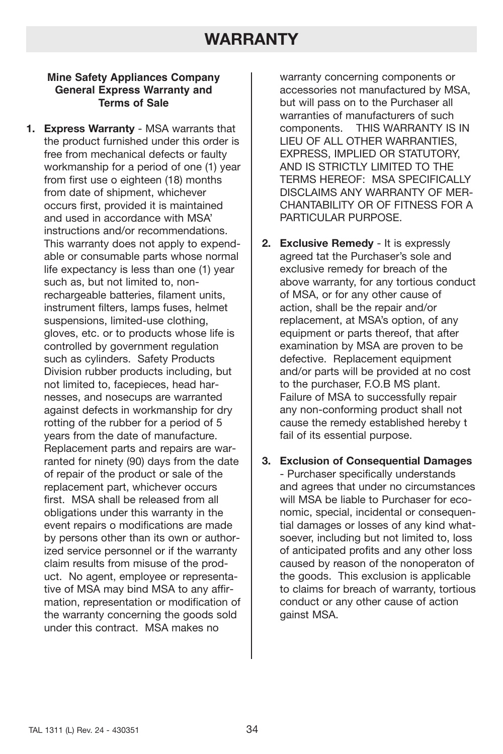# WARRANTY

**Mine Safety Appliances Company General Express Warranty and Terms of Sale**

1. **Express Warranty** - MSA warrants that the product furnished under this order is free from mechanical defects or faulty workmanship for a period of one (1) year from first use o eighteen (18) months from date of shipment, whichever occurs first, provided it is maintained and used in accordance with MSA' instructions and/or recommendations. This warranty does not apply to expendable or consumable parts whose normal life expectancy is less than one (1) year such as, but not limited to, non-rechargeable batteries, filament units, instrument filters, lamps fuses, helmet suspensions, limited-use clothing, gloves, etc. or to products whose life is controlled by government regulation such as cylinders. Safety Products Division rubber products including, but not limited to, facepieces, head harnesses, and nosecups are warranted against defects in workmanship for dry rotting of the rubber for a period of 5 years from the date of manufacture. Replacement parts and repairs are warranted for ninety (90) days from the date of repair of the product or sale of the replacement part, whichever occurs first. MSA shall be released from all obligations under this warranty in the event repairs o modifications are made by persons other than its own or authorized service personnel or if the warranty claim results from misuse of the product. No agent, employee or representative of MSA may bind MSA to any affirmation, representation or modification of the warranty concerning the goods sold under this contract. MSA makes no warranty concerning components or accessories not manufactured by MSA, but will pass on to the Purchaser all warranties of manufacturers of such components. THIS WARRANTY IS IN LIEU OF ALL OTHER WARRANTIES, EXPRESS, IMPLIED OR STATUTORY, AND IS STRICTLY LIMITED TO THE TERMS HEREOF: MSA SPECIFICALLY DISCLAIMS ANY WARRANTY OF MERCHANTABILITY OR OF FITNESS FOR A PARTICULAR PURPOSE.

2. **Exclusive Remedy** - It is expressly agreed tat the Purchaser's sole and exclusive remedy for breach of the above warranty, for any tortious conduct of MSA, or for any other cause of action, shall be the repair and/or replacement, at MSA's option, of any equipment or parts thereof, that after examination by MSA are proven to be defective. Replacement equipment and/or parts will be provided at no cost to the purchaser, F.O.B MS plant. Failure of MSA to successfully repair any non-conforming product shall not cause the remedy established hereby t fail of its essential purpose.

3. **Exclusion of Consequential Damages** - Purchaser specifically understands and agrees that under no circumstances will MSA be liable to Purchaser for economic, special, incidental or consequential damages or losses of any kind whatsoever, including but not limited to, loss of anticipated profits and any other loss caused by reason of the nonoperaton of the goods. This exclusion is applicable to claims for breach of warranty, tortious conduct or any other cause of action gainst MSA.

TAL 1311 (L) Rev. 24 - 430351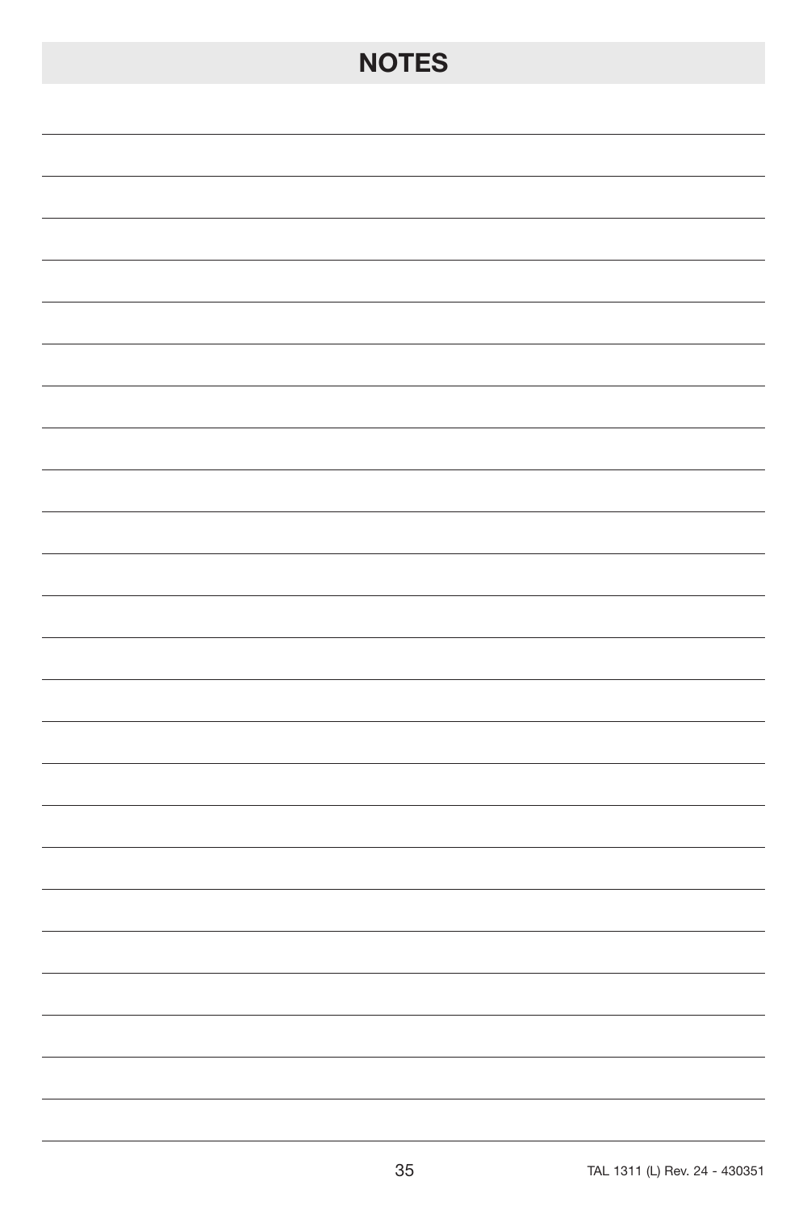# NOTES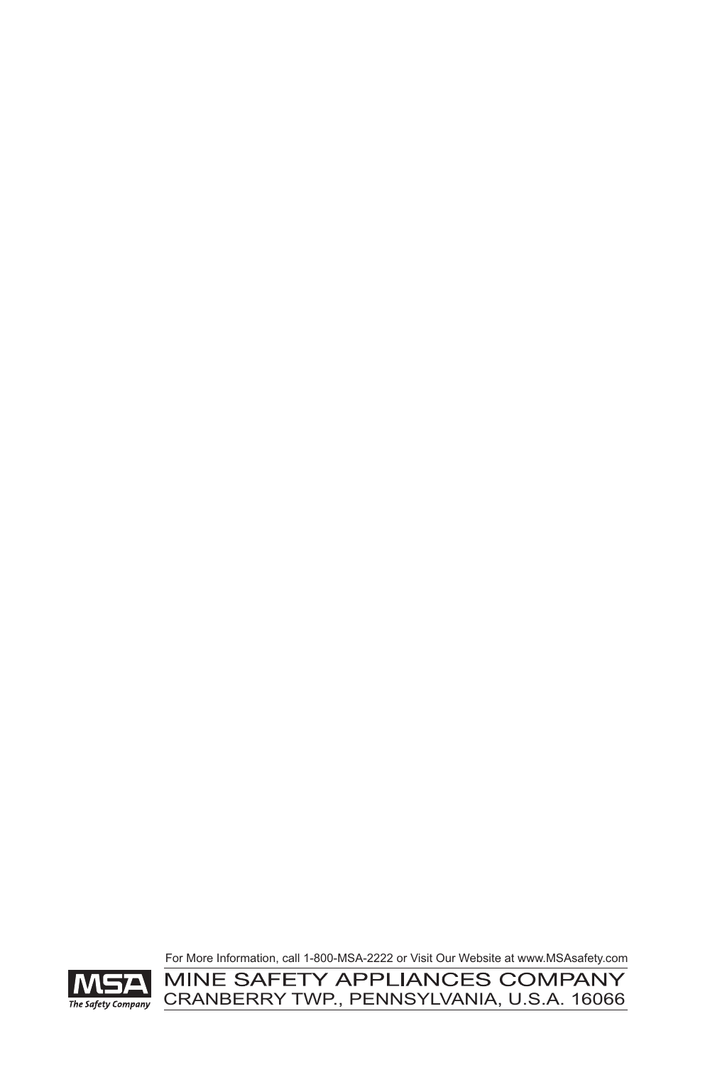For More Information, call 1-800-MSA-2222 or Visit Our Website at www.MSAsafety.com

MSA
The Safety Company

MINE SAFETY APPLIANCES COMPANY
CRANBERRY TWP., PENNSYLVANIA, U.S.A. 16066